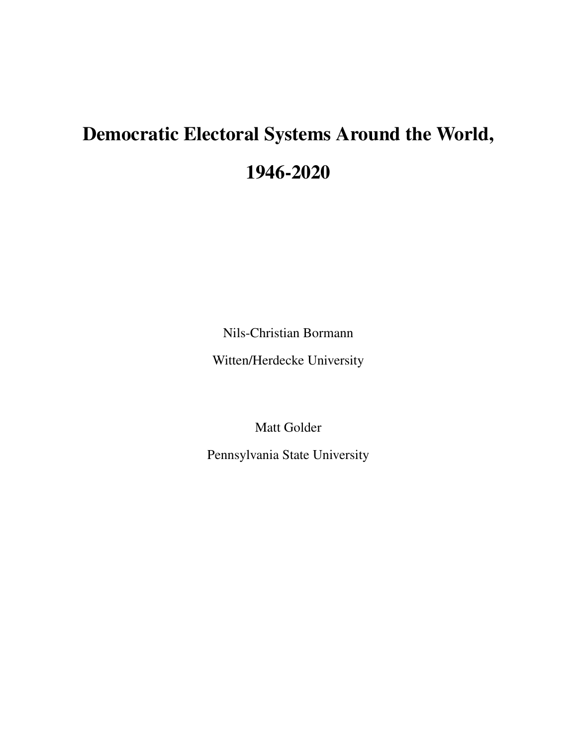# Democratic Electoral Systems Around the World, 1946-2020

Nils-Christian Bormann

Witten/Herdecke University

Matt Golder

Pennsylvania State University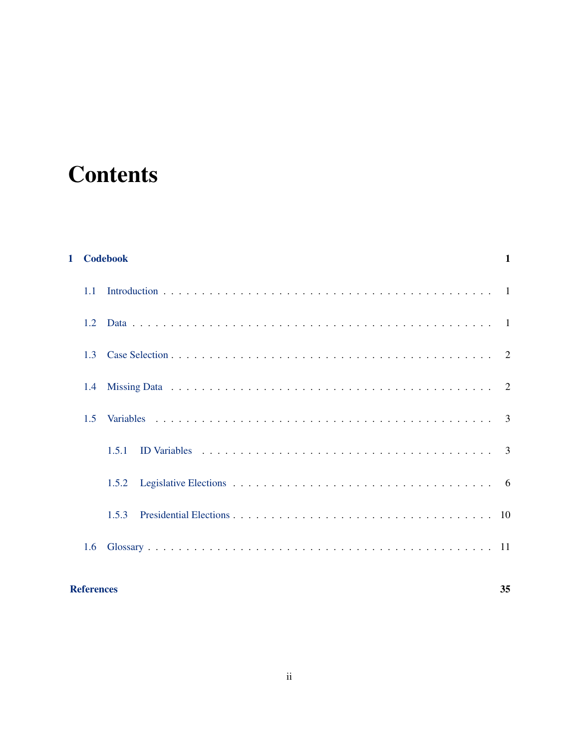# Contents

**1 Codebook** **1**

- 1.1 Introduction . . . . . . . . . . . . . . . . . . . . . . . . . . . . . . . . . . . . . . . 1
- 1.2 Data . . . . . . . . . . . . . . . . . . . . . . . . . . . . . . . . . . . . . . . . . . . 1
- 1.3 Case Selection . . . . . . . . . . . . . . . . . . . . . . . . . . . . . . . . . . . . . 2
- 1.4 Missing Data . . . . . . . . . . . . . . . . . . . . . . . . . . . . . . . . . . . . . 2
- 1.5 Variables . . . . . . . . . . . . . . . . . . . . . . . . . . . . . . . . . . . . . . . 3
  - 1.5.1 ID Variables . . . . . . . . . . . . . . . . . . . . . . . . . . . . . . . . . . 3
  - 1.5.2 Legislative Elections . . . . . . . . . . . . . . . . . . . . . . . . . . . . . 6
  - 1.5.3 Presidential Elections . . . . . . . . . . . . . . . . . . . . . . . . . . . . 10
- 1.6 Glossary . . . . . . . . . . . . . . . . . . . . . . . . . . . . . . . . . . . . . . . 11

**References** **35**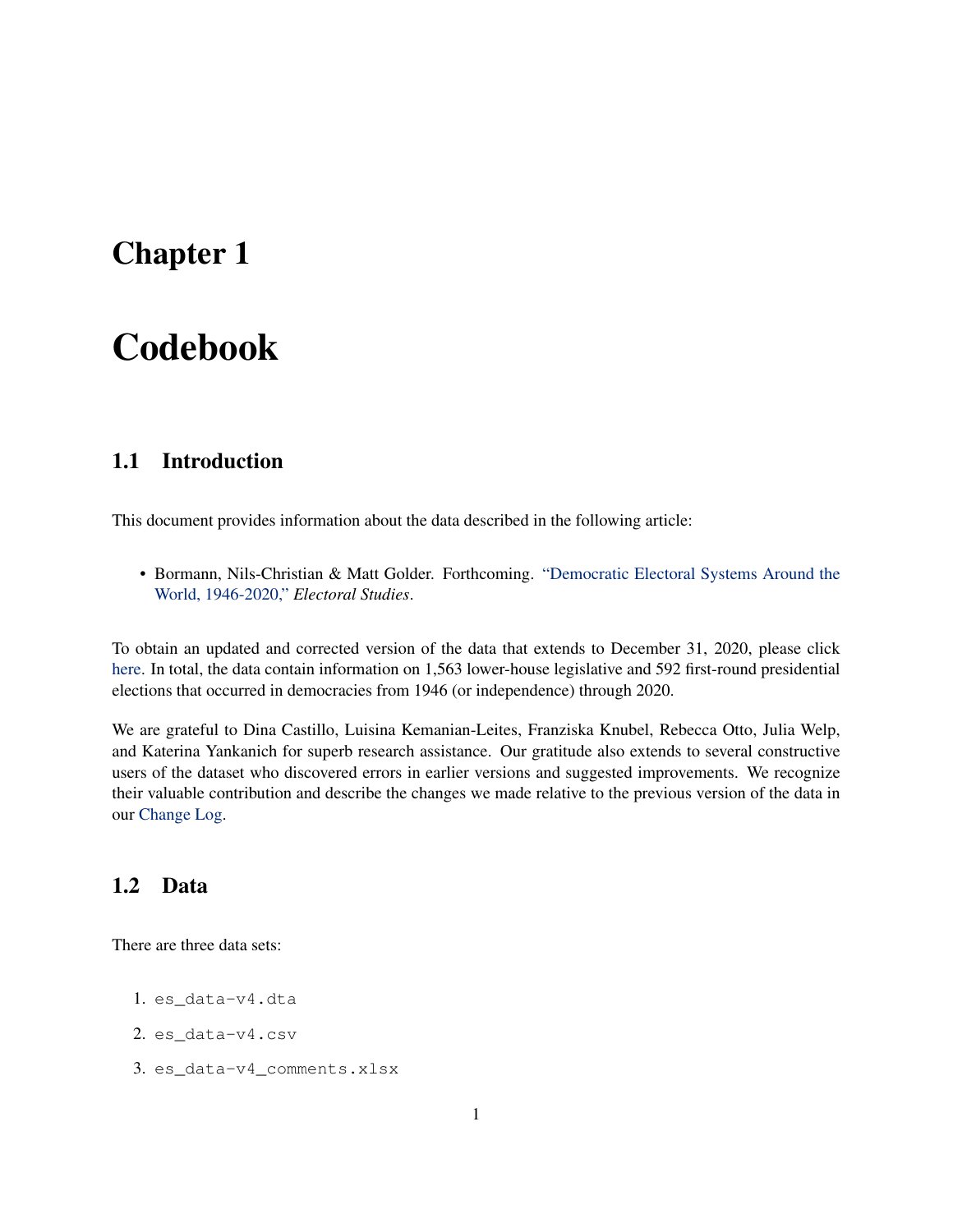# Chapter 1

# Codebook

## 1.1 Introduction

This document provides information about the data described in the following article:

- Bormann, Nils-Christian & Matt Golder. Forthcoming. "Democratic Electoral Systems Around the World, 1946-2020," *Electoral Studies*.

To obtain an updated and corrected version of the data that extends to December 31, 2020, please click here. In total, the data contain information on 1,563 lower-house legislative and 592 first-round presidential elections that occurred in democracies from 1946 (or independence) through 2020.

We are grateful to Dina Castillo, Luisina Kemanian-Leites, Franziska Knubel, Rebecca Otto, Julia Welp, and Katerina Yankanich for superb research assistance. Our gratitude also extends to several constructive users of the dataset who discovered errors in earlier versions and suggested improvements. We recognize their valuable contribution and describe the changes we made relative to the previous version of the data in our Change Log.

## 1.2 Data

There are three data sets:

1. `es_data-v4.dta`
2. `es_data-v4.csv`
3. `es_data-v4_comments.xlsx`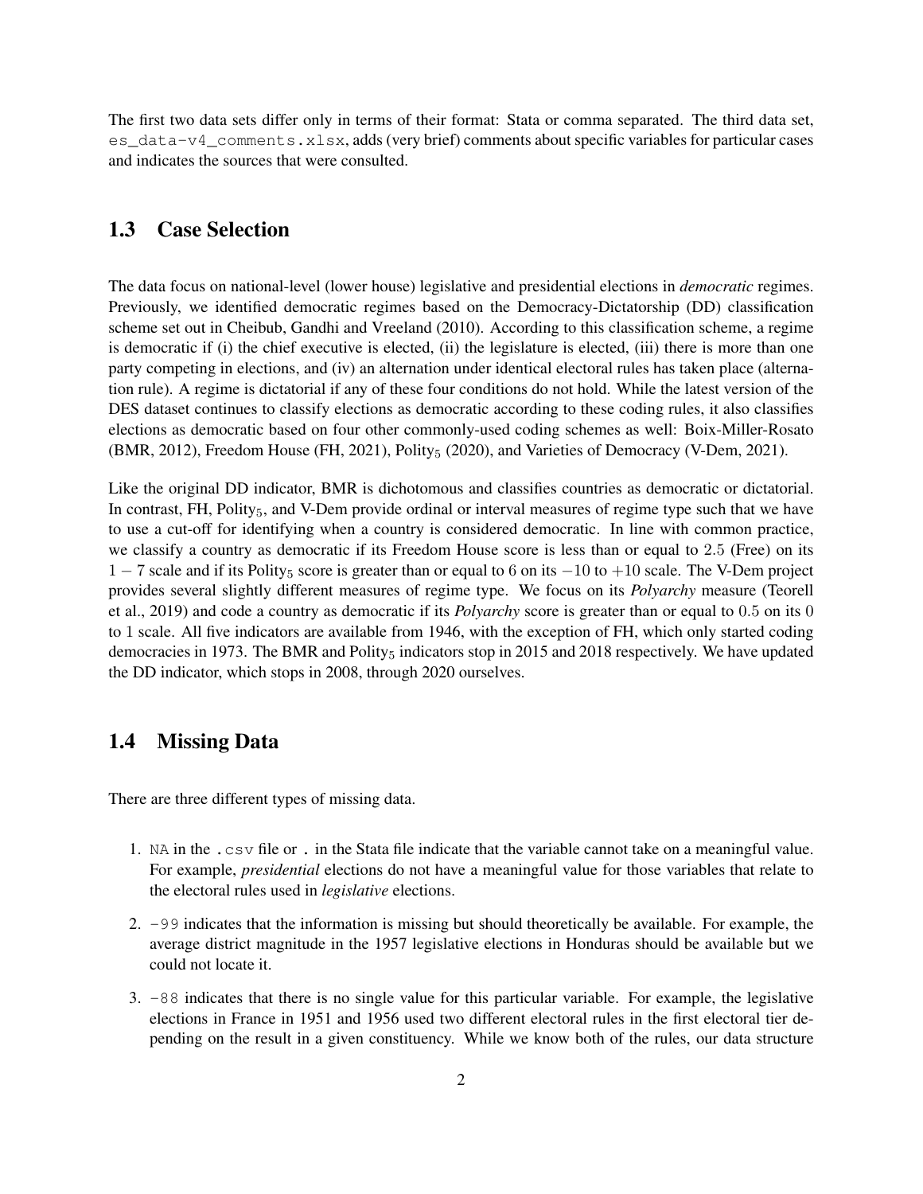The first two data sets differ only in terms of their format: Stata or comma separated. The third data set, `es_data-v4_comments.xlsx`, adds (very brief) comments about specific variables for particular cases and indicates the sources that were consulted.

## 1.3 Case Selection

The data focus on national-level (lower house) legislative and presidential elections in *democratic* regimes. Previously, we identified democratic regimes based on the Democracy-Dictatorship (DD) classification scheme set out in Cheibub, Gandhi and Vreeland (2010). According to this classification scheme, a regime is democratic if (i) the chief executive is elected, (ii) the legislature is elected, (iii) there is more than one party competing in elections, and (iv) an alternation under identical electoral rules has taken place (alternation rule). A regime is dictatorial if any of these four conditions do not hold. While the latest version of the DES dataset continues to classify elections as democratic according to these coding rules, it also classifies elections as democratic based on four other commonly-used coding schemes as well: Boix-Miller-Rosato (BMR, 2012), Freedom House (FH, 2021), $\text{Polity}_5$ (2020), and Varieties of Democracy (V-Dem, 2021).

Like the original DD indicator, BMR is dichotomous and classifies countries as democratic or dictatorial. In contrast, FH, $\text{Polity}_5$, and V-Dem provide ordinal or interval measures of regime type such that we have to use a cut-off for identifying when a country is considered democratic. In line with common practice, we classify a country as democratic if its Freedom House score is less than or equal to $2.5$ (Free) on its $1 - 7$ scale and if its $\text{Polity}_5$ score is greater than or equal to $6$ on its $-10$ to $+10$ scale. The V-Dem project provides several slightly different measures of regime type. We focus on its *Polyarchy* measure (Teorell et al., 2019) and code a country as democratic if its *Polyarchy* score is greater than or equal to $0.5$ on its $0$ to $1$ scale. All five indicators are available from 1946, with the exception of FH, which only started coding democracies in 1973. The BMR and $\text{Polity}_5$ indicators stop in 2015 and 2018 respectively. We have updated the DD indicator, which stops in 2008, through 2020 ourselves.

## 1.4 Missing Data

There are three different types of missing data.

1. `NA` in the `.csv` file or `.` in the Stata file indicate that the variable cannot take on a meaningful value. For example, *presidential* elections do not have a meaningful value for those variables that relate to the electoral rules used in *legislative* elections.
2. `-99` indicates that the information is missing but should theoretically be available. For example, the average district magnitude in the 1957 legislative elections in Honduras should be available but we could not locate it.
3. `-88` indicates that there is no single value for this particular variable. For example, the legislative elections in France in 1951 and 1956 used two different electoral rules in the first electoral tier depending on the result in a given constituency. While we know both of the rules, our data structure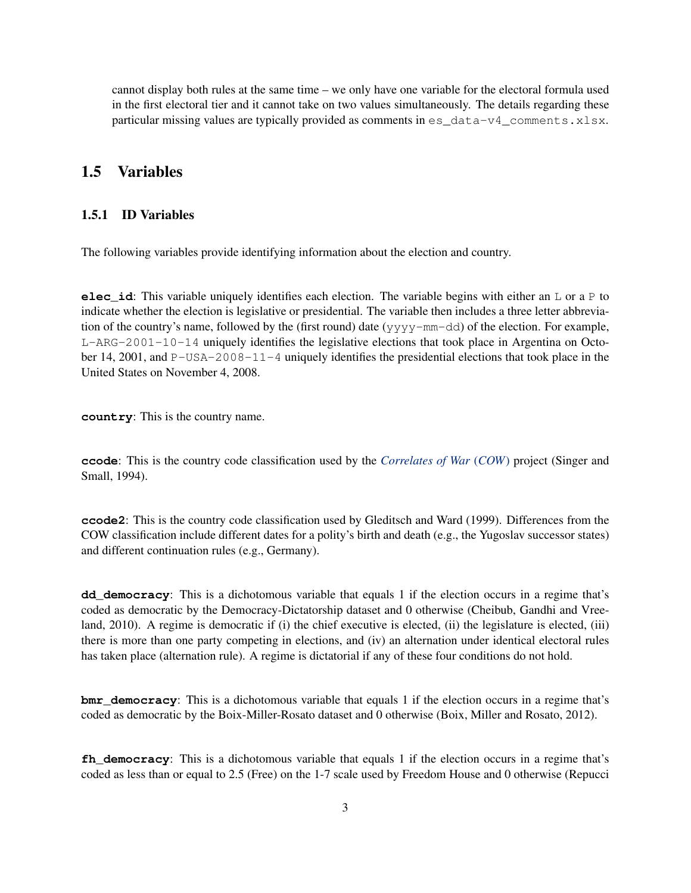cannot display both rules at the same time – we only have one variable for the electoral formula used in the first electoral tier and it cannot take on two values simultaneously. The details regarding these particular missing values are typically provided as comments in `es_data-v4_comments.xlsx`.

## 1.5 Variables

### 1.5.1 ID Variables

The following variables provide identifying information about the election and country.

**`elec_id`**: This variable uniquely identifies each election. The variable begins with either an `L` or a `P` to indicate whether the election is legislative or presidential. The variable then includes a three letter abbreviation of the country's name, followed by the (first round) date (`yyyy-mm-dd`) of the election. For example, `L-ARG-2001-10-14` uniquely identifies the legislative elections that took place in Argentina on October 14, 2001, and `P-USA-2008-11-4` uniquely identifies the presidential elections that took place in the United States on November 4, 2008.

**`country`**: This is the country name.

**`ccode`**: This is the country code classification used by the *Correlates of War* (*COW*) project (Singer and Small, 1994).

**`ccode2`**: This is the country code classification used by Gleditsch and Ward (1999). Differences from the COW classification include different dates for a polity's birth and death (e.g., the Yugoslav successor states) and different continuation rules (e.g., Germany).

**`dd_democracy`**: This is a dichotomous variable that equals 1 if the election occurs in a regime that's coded as democratic by the Democracy-Dictatorship dataset and 0 otherwise (Cheibub, Gandhi and Vreeland, 2010). A regime is democratic if (i) the chief executive is elected, (ii) the legislature is elected, (iii) there is more than one party competing in elections, and (iv) an alternation under identical electoral rules has taken place (alternation rule). A regime is dictatorial if any of these four conditions do not hold.

**`bmr_democracy`**: This is a dichotomous variable that equals 1 if the election occurs in a regime that's coded as democratic by the Boix-Miller-Rosato dataset and 0 otherwise (Boix, Miller and Rosato, 2012).

**`fh_democracy`**: This is a dichotomous variable that equals 1 if the election occurs in a regime that's coded as less than or equal to 2.5 (Free) on the 1-7 scale used by Freedom House and 0 otherwise (Repucci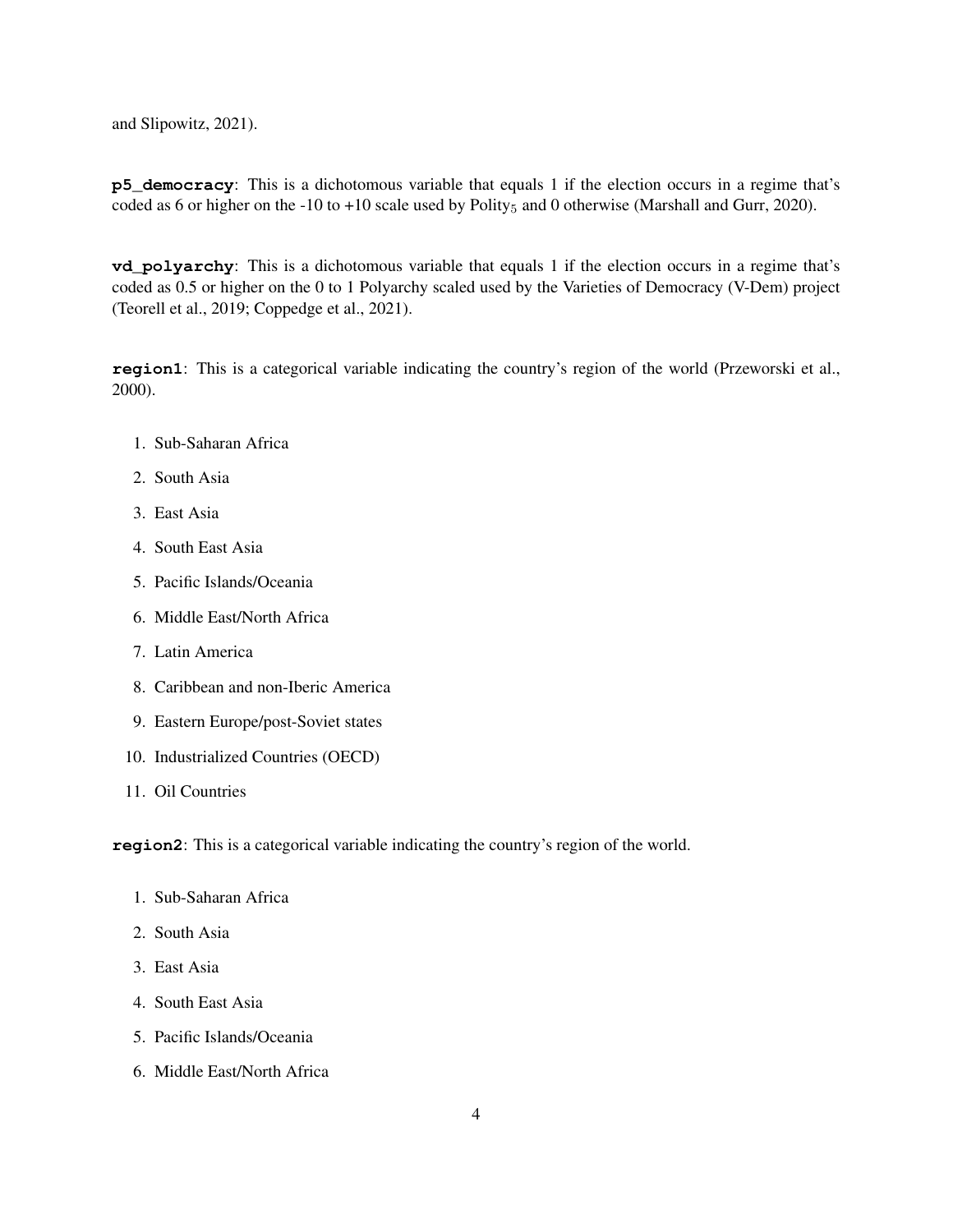and Slipowitz, 2021).

**p5_democracy**: This is a dichotomous variable that equals 1 if the election occurs in a regime that's coded as 6 or higher on the -10 to +10 scale used by Polity$_5$ and 0 otherwise (Marshall and Gurr, 2020).

**vd_polyarchy**: This is a dichotomous variable that equals 1 if the election occurs in a regime that's coded as 0.5 or higher on the 0 to 1 Polyarchy scaled used by the Varieties of Democracy (V-Dem) project (Teorell et al., 2019; Coppedge et al., 2021).

**region1**: This is a categorical variable indicating the country's region of the world (Przeworski et al., 2000).

1. Sub-Saharan Africa
2. South Asia
3. East Asia
4. South East Asia
5. Pacific Islands/Oceania
6. Middle East/North Africa
7. Latin America
8. Caribbean and non-Iberic America
9. Eastern Europe/post-Soviet states
10. Industrialized Countries (OECD)
11. Oil Countries

**region2**: This is a categorical variable indicating the country's region of the world.

1. Sub-Saharan Africa
2. South Asia
3. East Asia
4. South East Asia
5. Pacific Islands/Oceania
6. Middle East/North Africa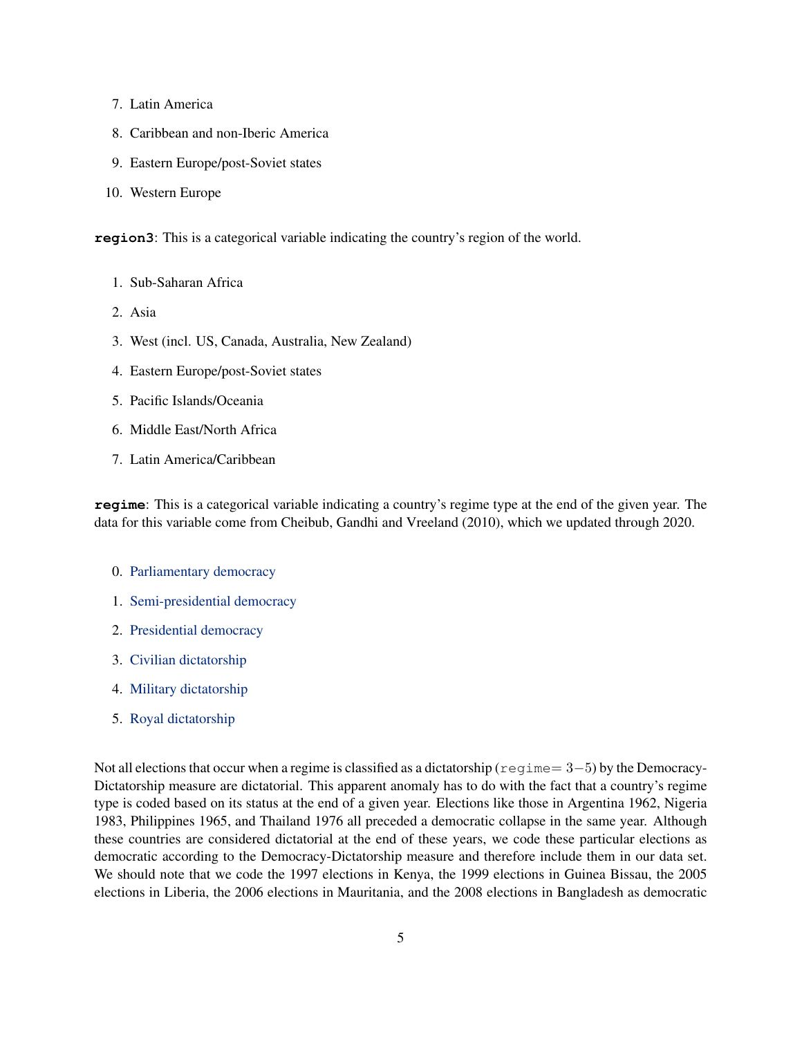7. Latin America
8. Caribbean and non-Iberic America
9. Eastern Europe/post-Soviet states
10. Western Europe

**region3**: This is a categorical variable indicating the country's region of the world.

1. Sub-Saharan Africa
2. Asia
3. West (incl. US, Canada, Australia, New Zealand)
4. Eastern Europe/post-Soviet states
5. Pacific Islands/Oceania
6. Middle East/North Africa
7. Latin America/Caribbean

**regime**: This is a categorical variable indicating a country's regime type at the end of the given year. The data for this variable come from Cheibub, Gandhi and Vreeland (2010), which we updated through 2020.

0. Parliamentary democracy
1. Semi-presidential democracy
2. Presidential democracy
3. Civilian dictatorship
4. Military dictatorship
5. Royal dictatorship

Not all elections that occur when a regime is classified as a dictatorship (`regime`$= 3-5$) by the Democracy-Dictatorship measure are dictatorial. This apparent anomaly has to do with the fact that a country's regime type is coded based on its status at the end of a given year. Elections like those in Argentina 1962, Nigeria 1983, Philippines 1965, and Thailand 1976 all preceded a democratic collapse in the same year. Although these countries are considered dictatorial at the end of these years, we code these particular elections as democratic according to the Democracy-Dictatorship measure and therefore include them in our data set. We should note that we code the 1997 elections in Kenya, the 1999 elections in Guinea Bissau, the 2005 elections in Liberia, the 2006 elections in Mauritania, and the 2008 elections in Bangladesh as democratic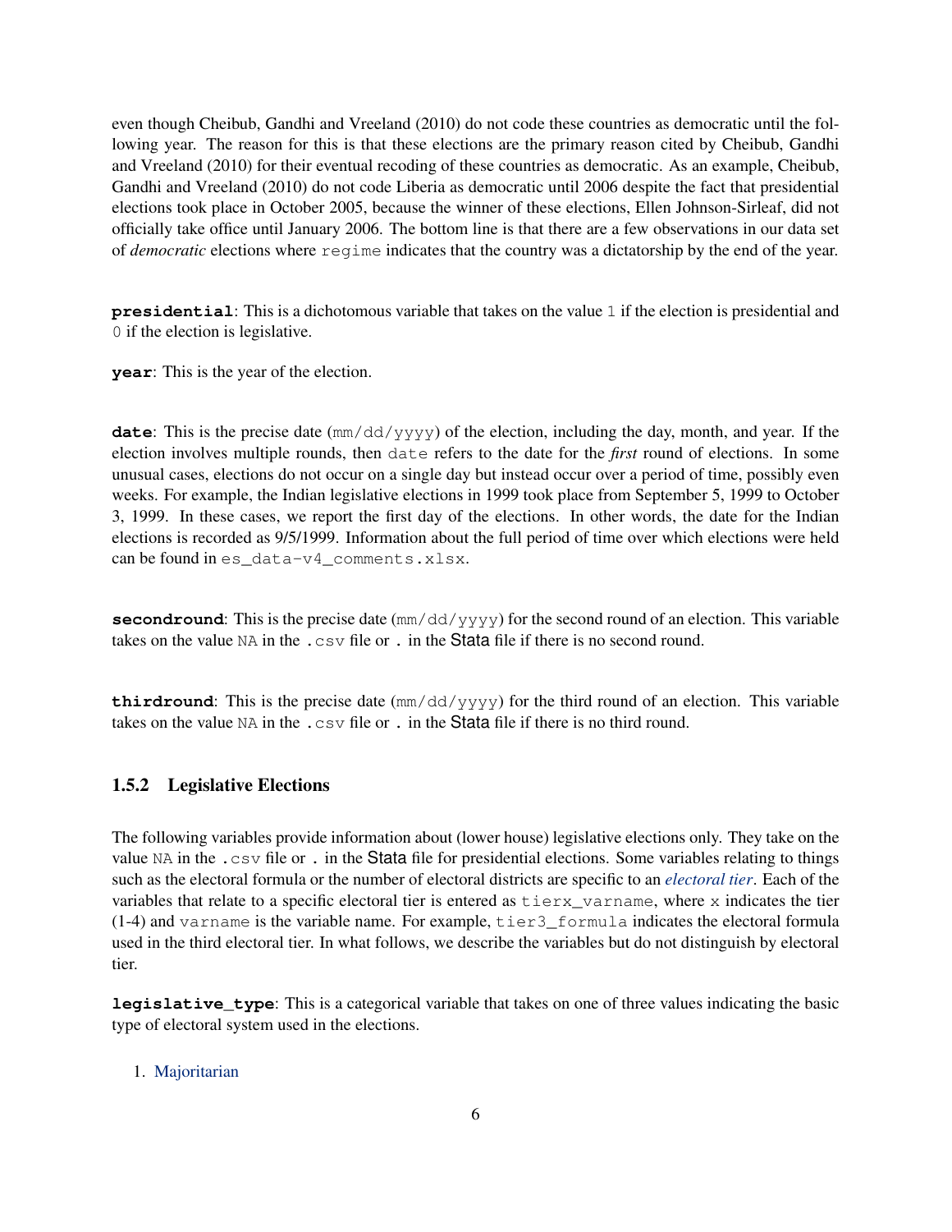even though Cheibub, Gandhi and Vreeland (2010) do not code these countries as democratic until the following year. The reason for this is that these elections are the primary reason cited by Cheibub, Gandhi and Vreeland (2010) for their eventual recoding of these countries as democratic. As an example, Cheibub, Gandhi and Vreeland (2010) do not code Liberia as democratic until 2006 despite the fact that presidential elections took place in October 2005, because the winner of these elections, Ellen Johnson-Sirleaf, did not officially take office until January 2006. The bottom line is that there are a few observations in our data set of *democratic* elections where `regime` indicates that the country was a dictatorship by the end of the year.

**`presidential`**: This is a dichotomous variable that takes on the value `1` if the election is presidential and `0` if the election is legislative.

**`year`**: This is the year of the election.

**`date`**: This is the precise date (`mm/dd/yyyy`) of the election, including the day, month, and year. If the election involves multiple rounds, then `date` refers to the date for the *first* round of elections. In some unusual cases, elections do not occur on a single day but instead occur over a period of time, possibly even weeks. For example, the Indian legislative elections in 1999 took place from September 5, 1999 to October 3, 1999. In these cases, we report the first day of the elections. In other words, the date for the Indian elections is recorded as 9/5/1999. Information about the full period of time over which elections were held can be found in `es_data-v4_comments.xlsx`.

**`secondround`**: This is the precise date (`mm/dd/yyyy`) for the second round of an election. This variable takes on the value `NA` in the `.csv` file or `.` in the Stata file if there is no second round.

**`thirdround`**: This is the precise date (`mm/dd/yyyy`) for the third round of an election. This variable takes on the value `NA` in the `.csv` file or `.` in the Stata file if there is no third round.

### 1.5.2 Legislative Elections

The following variables provide information about (lower house) legislative elections only. They take on the value `NA` in the `.csv` file or `.` in the Stata file for presidential elections. Some variables relating to things such as the electoral formula or the number of electoral districts are specific to an *electoral tier*. Each of the variables that relate to a specific electoral tier is entered as `tierx_varname`, where `x` indicates the tier (1-4) and `varname` is the variable name. For example, `tier3_formula` indicates the electoral formula used in the third electoral tier. In what follows, we describe the variables but do not distinguish by electoral tier.

**`legislative_type`**: This is a categorical variable that takes on one of three values indicating the basic type of electoral system used in the elections.

1. Majoritarian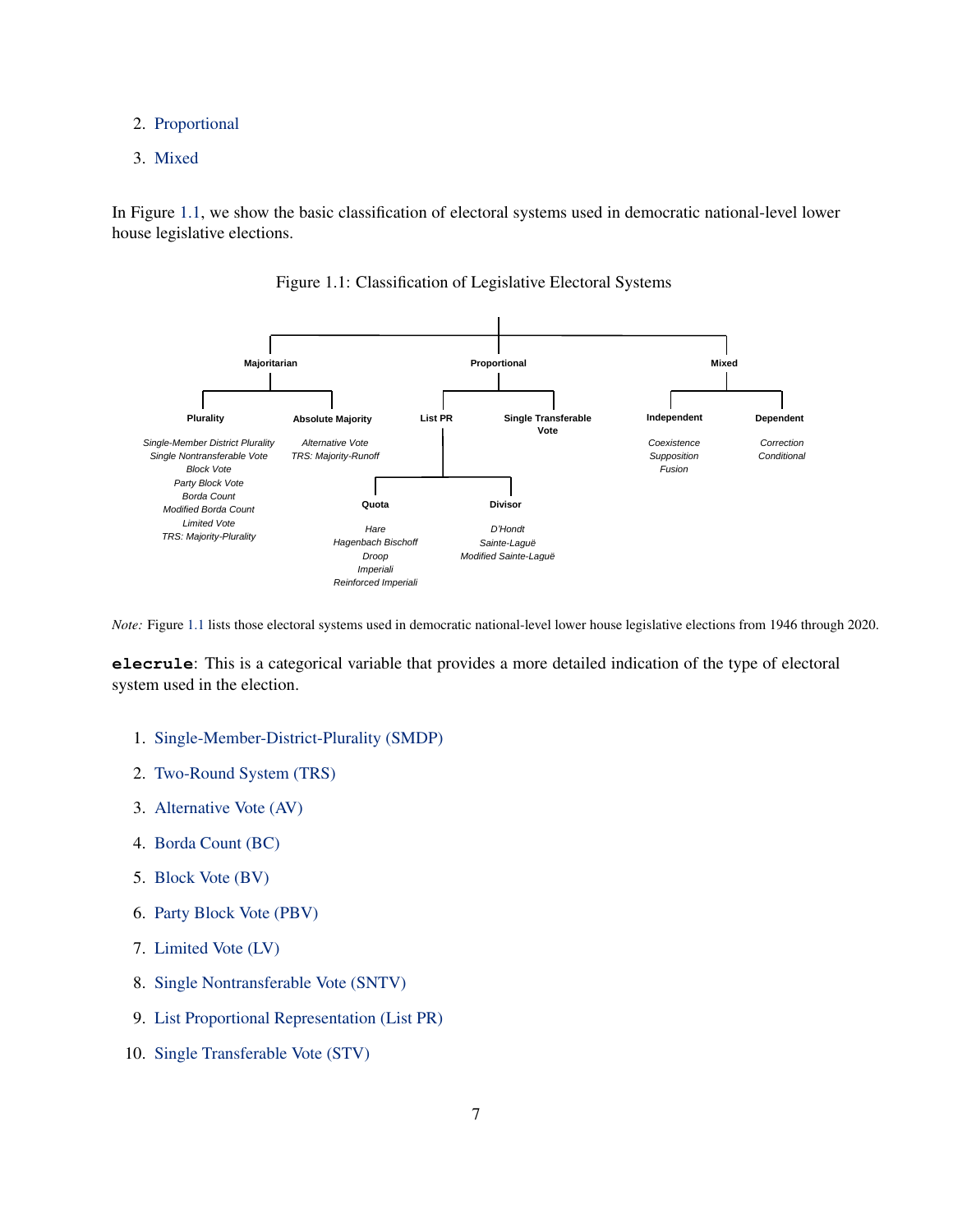2. Proportional
3. Mixed

In Figure 1.1, we show the basic classification of electoral systems used in democratic national-level lower house legislative elections.

Figure 1.1: Classification of Legislative Electoral Systems

- **Majoritarian**
  - **Plurality**
    - *Single-Member District Plurality*
    - *Single Nontransferable Vote*
    - *Block Vote*
    - *Party Block Vote*
    - *Borda Count*
    - *Modified Borda Count*
    - *Limited Vote*
    - *TRS: Majority-Plurality*
  - **Absolute Majority**
    - *Alternative Vote*
    - *TRS: Majority-Runoff*
- **Proportional**
  - **List PR**
    - **Quota**
      - *Hare*
      - *Hagenbach Bischoff*
      - *Droop*
      - *Imperiali*
      - *Reinforced Imperiali*
    - **Divisor**
      - *D'Hondt*
      - *Sainte-Laguë*
      - *Modified Sainte-Laguë*
  - **Single Transferable Vote**
- **Mixed**
  - **Independent**
    - *Coexistence*
    - *Supposition*
    - *Fusion*
  - **Dependent**
    - *Correction*
    - *Conditional*

*Note:* Figure 1.1 lists those electoral systems used in democratic national-level lower house legislative elections from 1946 through 2020.

**`elecrule`**: This is a categorical variable that provides a more detailed indication of the type of electoral system used in the election.

1. Single-Member-District-Plurality (SMDP)
2. Two-Round System (TRS)
3. Alternative Vote (AV)
4. Borda Count (BC)
5. Block Vote (BV)
6. Party Block Vote (PBV)
7. Limited Vote (LV)
8. Single Nontransferable Vote (SNTV)
9. List Proportional Representation (List PR)
10. Single Transferable Vote (STV)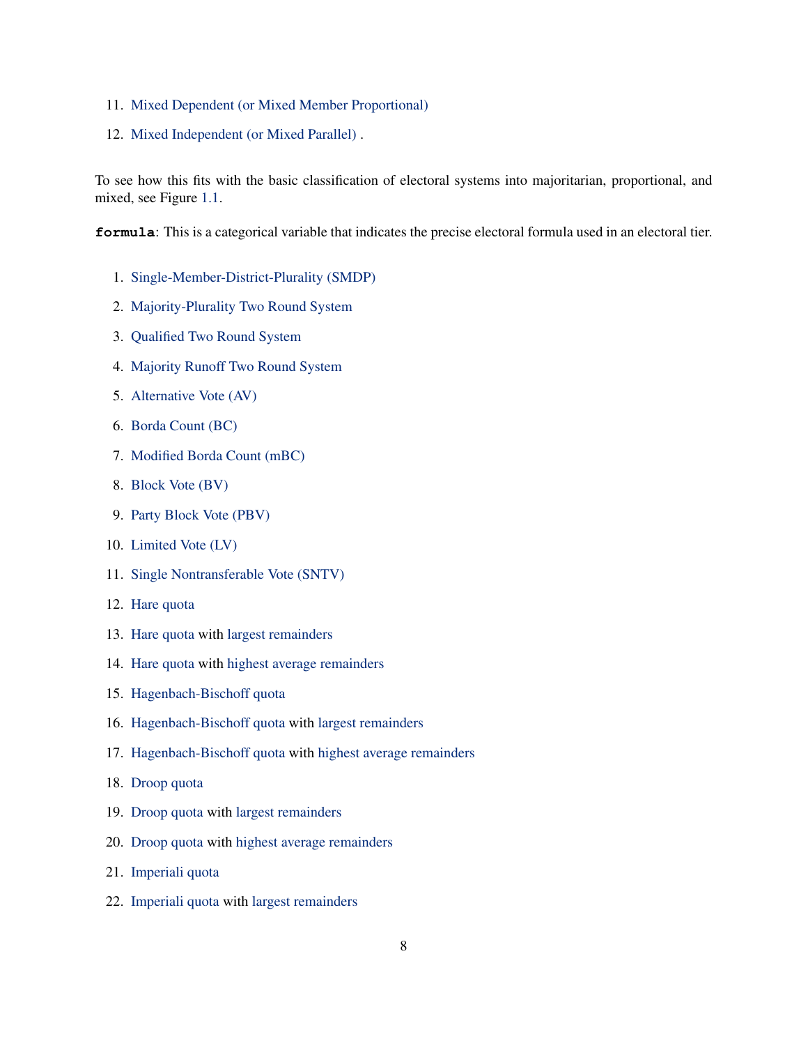11. Mixed Dependent (or Mixed Member Proportional)
12. Mixed Independent (or Mixed Parallel) .

To see how this fits with the basic classification of electoral systems into majoritarian, proportional, and mixed, see Figure 1.1.

**`formula`**: This is a categorical variable that indicates the precise electoral formula used in an electoral tier.

1. Single-Member-District-Plurality (SMDP)
2. Majority-Plurality Two Round System
3. Qualified Two Round System
4. Majority Runoff Two Round System
5. Alternative Vote (AV)
6. Borda Count (BC)
7. Modified Borda Count (mBC)
8. Block Vote (BV)
9. Party Block Vote (PBV)
10. Limited Vote (LV)
11. Single Nontransferable Vote (SNTV)
12. Hare quota
13. Hare quota with largest remainders
14. Hare quota with highest average remainders
15. Hagenbach-Bischoff quota
16. Hagenbach-Bischoff quota with largest remainders
17. Hagenbach-Bischoff quota with highest average remainders
18. Droop quota
19. Droop quota with largest remainders
20. Droop quota with highest average remainders
21. Imperiali quota
22. Imperiali quota with largest remainders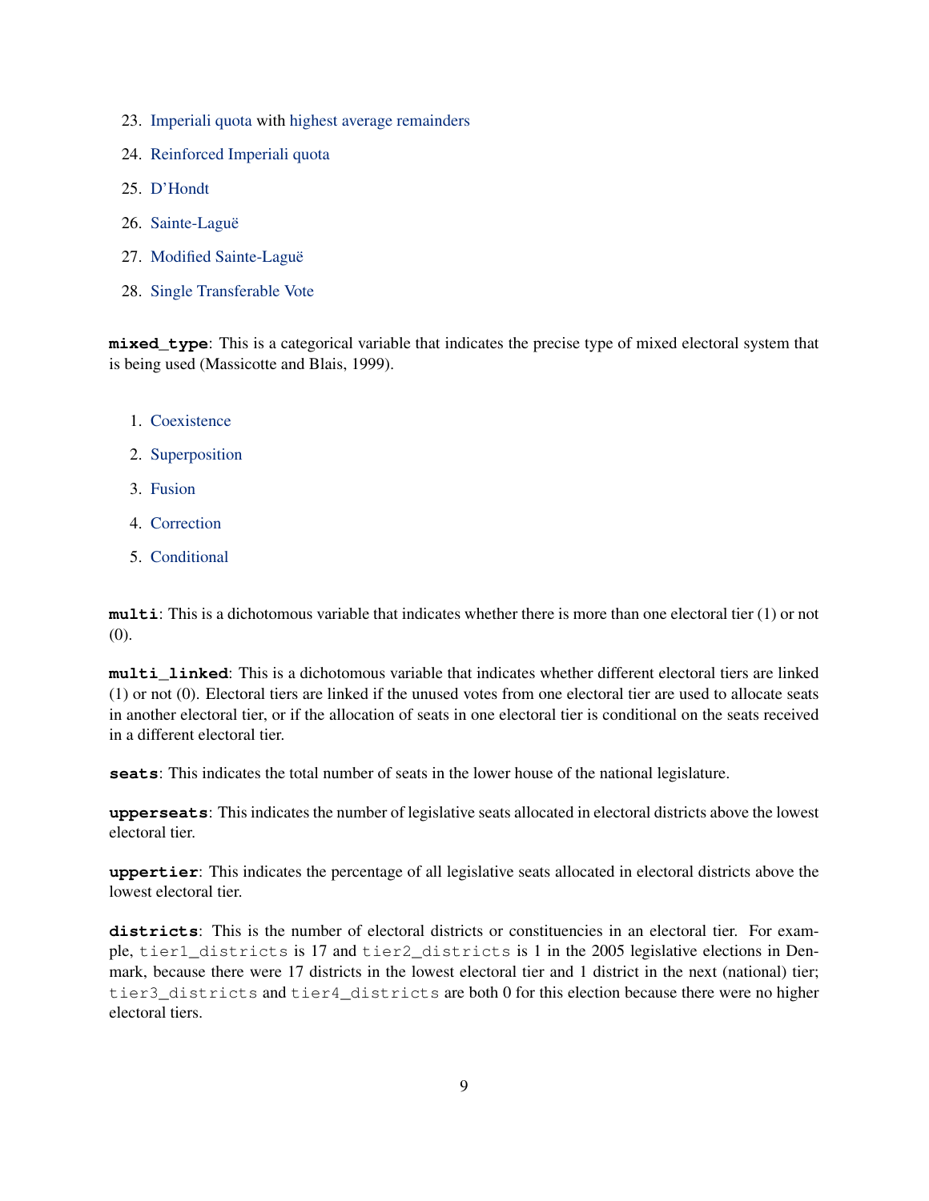23. Imperiali quota with highest average remainders
24. Reinforced Imperiali quota
25. D'Hondt
26. Sainte-Laguë
27. Modified Sainte-Laguë
28. Single Transferable Vote

**mixed_type**: This is a categorical variable that indicates the precise type of mixed electoral system that is being used (Massicotte and Blais, 1999).

1. Coexistence
2. Superposition
3. Fusion
4. Correction
5. Conditional

**multi**: This is a dichotomous variable that indicates whether there is more than one electoral tier (1) or not (0).

**multi_linked**: This is a dichotomous variable that indicates whether different electoral tiers are linked (1) or not (0). Electoral tiers are linked if the unused votes from one electoral tier are used to allocate seats in another electoral tier, or if the allocation of seats in one electoral tier is conditional on the seats received in a different electoral tier.

**seats**: This indicates the total number of seats in the lower house of the national legislature.

**upperseats**: This indicates the number of legislative seats allocated in electoral districts above the lowest electoral tier.

**uppertier**: This indicates the percentage of all legislative seats allocated in electoral districts above the lowest electoral tier.

**districts**: This is the number of electoral districts or constituencies in an electoral tier. For example, `tier1_districts` is 17 and `tier2_districts` is 1 in the 2005 legislative elections in Denmark, because there were 17 districts in the lowest electoral tier and 1 district in the next (national) tier; `tier3_districts` and `tier4_districts` are both 0 for this election because there were no higher electoral tiers.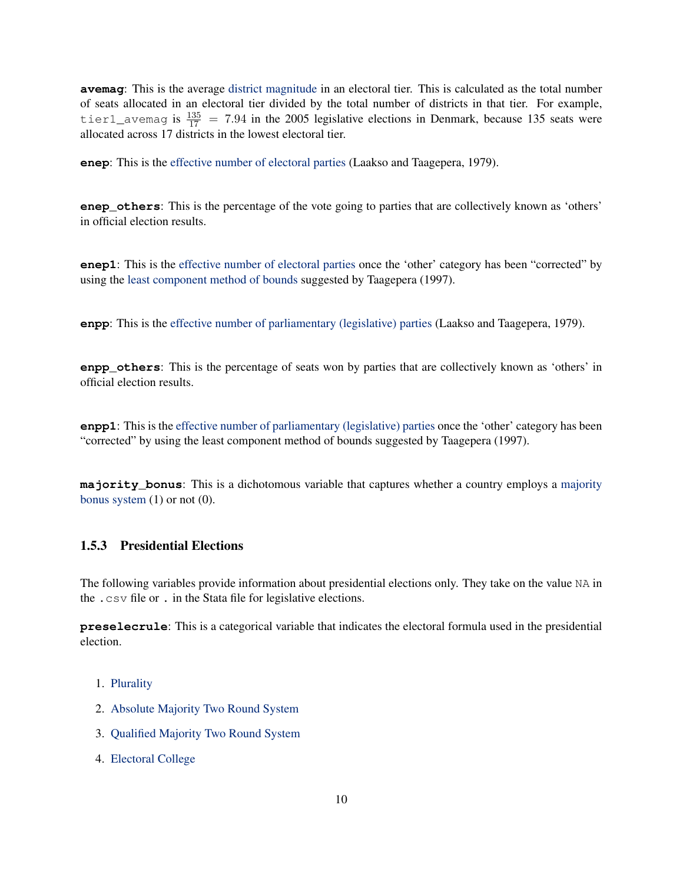**avemag**: This is the average district magnitude in an electoral tier. This is calculated as the total number of seats allocated in an electoral tier divided by the total number of districts in that tier. For example, `tier1_avemag` is $\frac{135}{17} = 7.94$ in the 2005 legislative elections in Denmark, because 135 seats were allocated across 17 districts in the lowest electoral tier.

**enep**: This is the effective number of electoral parties (Laakso and Taagepera, 1979).

**enep_others**: This is the percentage of the vote going to parties that are collectively known as 'others' in official election results.

**enep1**: This is the effective number of electoral parties once the 'other' category has been "corrected" by using the least component method of bounds suggested by Taagepera (1997).

**enpp**: This is the effective number of parliamentary (legislative) parties (Laakso and Taagepera, 1979).

**enpp_others**: This is the percentage of seats won by parties that are collectively known as 'others' in official election results.

**enpp1**: This is the effective number of parliamentary (legislative) parties once the 'other' category has been "corrected" by using the least component method of bounds suggested by Taagepera (1997).

**majority_bonus**: This is a dichotomous variable that captures whether a country employs a majority bonus system (1) or not (0).

### 1.5.3 Presidential Elections

The following variables provide information about presidential elections only. They take on the value `NA` in the `.csv` file or `.` in the Stata file for legislative elections.

**preselecrule**: This is a categorical variable that indicates the electoral formula used in the presidential election.

1. Plurality
2. Absolute Majority Two Round System
3. Qualified Majority Two Round System
4. Electoral College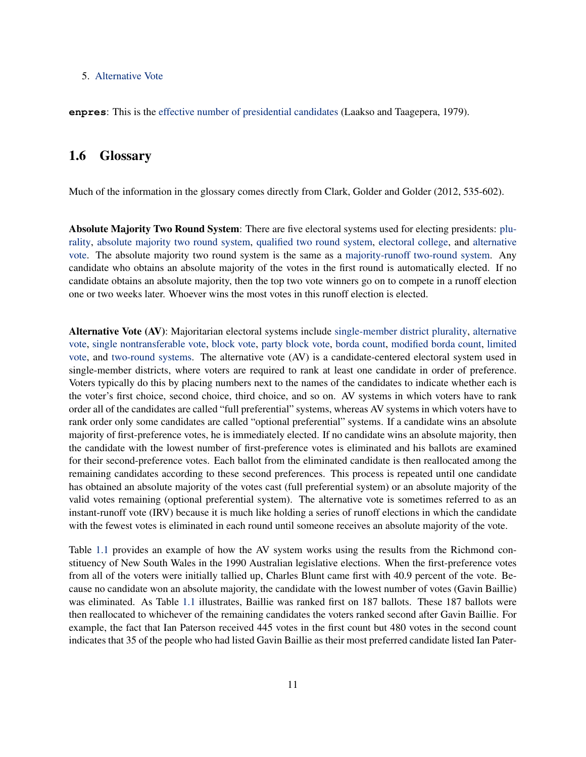5. Alternative Vote

**enpres**: This is the effective number of presidential candidates (Laakso and Taagepera, 1979).

## 1.6 Glossary

Much of the information in the glossary comes directly from Clark, Golder and Golder (2012, 535-602).

**Absolute Majority Two Round System**: There are five electoral systems used for electing presidents: plurality, absolute majority two round system, qualified two round system, electoral college, and alternative vote. The absolute majority two round system is the same as a majority-runoff two-round system. Any candidate who obtains an absolute majority of the votes in the first round is automatically elected. If no candidate obtains an absolute majority, then the top two vote winners go on to compete in a runoff election one or two weeks later. Whoever wins the most votes in this runoff election is elected.

**Alternative Vote (AV)**: Majoritarian electoral systems include single-member district plurality, alternative vote, single nontransferable vote, block vote, party block vote, borda count, modified borda count, limited vote, and two-round systems. The alternative vote (AV) is a candidate-centered electoral system used in single-member districts, where voters are required to rank at least one candidate in order of preference. Voters typically do this by placing numbers next to the names of the candidates to indicate whether each is the voter's first choice, second choice, third choice, and so on. AV systems in which voters have to rank order all of the candidates are called "full preferential" systems, whereas AV systems in which voters have to rank order only some candidates are called "optional preferential" systems. If a candidate wins an absolute majority of first-preference votes, he is immediately elected. If no candidate wins an absolute majority, then the candidate with the lowest number of first-preference votes is eliminated and his ballots are examined for their second-preference votes. Each ballot from the eliminated candidate is then reallocated among the remaining candidates according to these second preferences. This process is repeated until one candidate has obtained an absolute majority of the votes cast (full preferential system) or an absolute majority of the valid votes remaining (optional preferential system). The alternative vote is sometimes referred to as an instant-runoff vote (IRV) because it is much like holding a series of runoff elections in which the candidate with the fewest votes is eliminated in each round until someone receives an absolute majority of the vote.

Table 1.1 provides an example of how the AV system works using the results from the Richmond constituency of New South Wales in the 1990 Australian legislative elections. When the first-preference votes from all of the voters were initially tallied up, Charles Blunt came first with 40.9 percent of the vote. Because no candidate won an absolute majority, the candidate with the lowest number of votes (Gavin Baillie) was eliminated. As Table 1.1 illustrates, Baillie was ranked first on 187 ballots. These 187 ballots were then reallocated to whichever of the remaining candidates the voters ranked second after Gavin Baillie. For example, the fact that Ian Paterson received 445 votes in the first count but 480 votes in the second count indicates that 35 of the people who had listed Gavin Baillie as their most preferred candidate listed Ian Pater-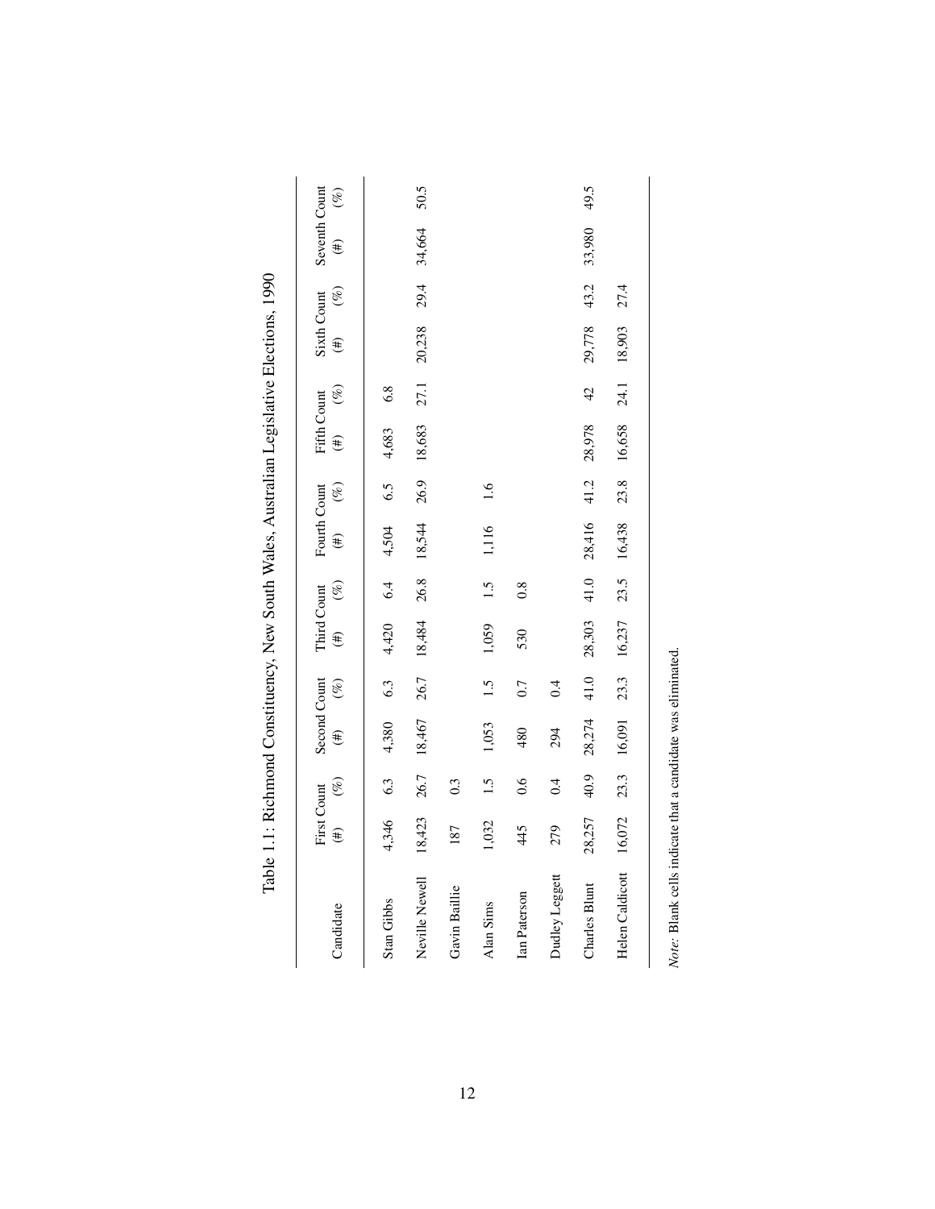Table 1.1: Richmond Constituency, New South Wales, Australian Legislative Elections, 1990

| Candidate | First Count | | Second Count | | Third Count | | Fourth Count | | Fifth Count | | Sixth Count | | Seventh Count | |
|---|---|---|---|---|---|---|---|---|---|---|---|---|---|---|
| | (#) | (%) | (#) | (%) | (#) | (%) | (#) | (%) | (#) | (%) | (#) | (%) | (#) | (%) |
| Stan Gibbs | 4,346 | 6.3 | 4,380 | 6.3 | 4,420 | 6.4 | 4,504 | 6.5 | 4,683 | 6.8 | | | | |
| Neville Newell | 18,423 | 26.7 | 18,467 | 26.7 | 18,484 | 26.8 | 18,544 | 26.9 | 18,683 | 27.1 | 20,238 | 29.4 | 34,664 | 50.5 |
| Gavin Baillie | 187 | 0.3 | | | | | | | | | | | | |
| Alan Sims | 1,032 | 1.5 | 1,053 | 1.5 | 1,059 | 1.5 | 1,116 | 1.6 | | | | | | |
| Ian Paterson | 445 | 0.6 | 480 | 0.7 | 530 | 0.8 | | | | | | | | |
| Dudley Leggett | 279 | 0.4 | 294 | 0.4 | | | | | | | | | | |
| Charles Blunt | 28,257 | 40.9 | 28,274 | 41.0 | 28,303 | 41.0 | 28,416 | 41.2 | 28,978 | 42 | 29,778 | 43.2 | 33,980 | 49.5 |
| Helen Caldicott | 16,072 | 23.3 | 16,091 | 23.3 | 16,237 | 23.5 | 16,438 | 23.8 | 16,658 | 24.1 | 18,903 | 27.4 | | |

*Note:* Blank cells indicate that a candidate was eliminated.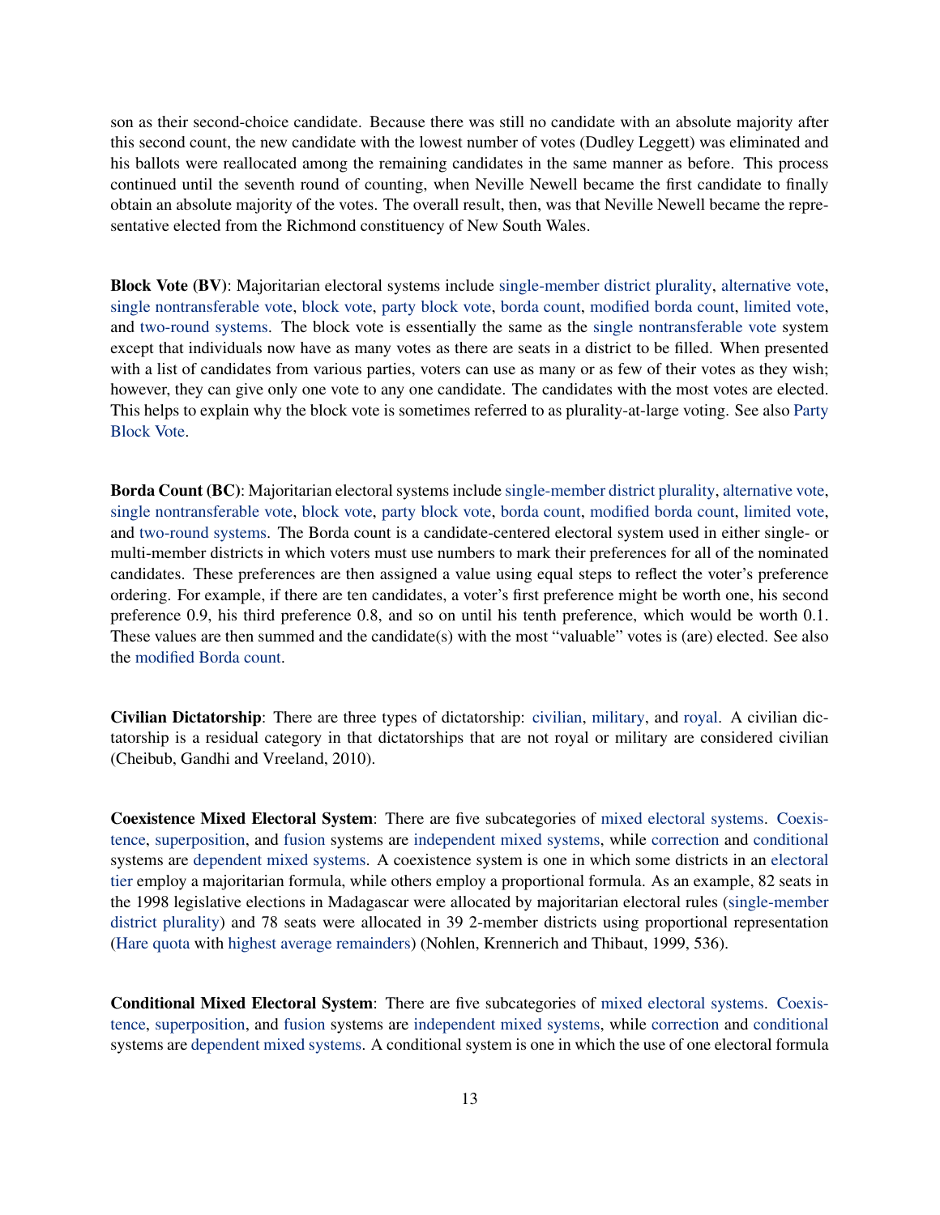son as their second-choice candidate. Because there was still no candidate with an absolute majority after this second count, the new candidate with the lowest number of votes (Dudley Leggett) was eliminated and his ballots were reallocated among the remaining candidates in the same manner as before. This process continued until the seventh round of counting, when Neville Newell became the first candidate to finally obtain an absolute majority of the votes. The overall result, then, was that Neville Newell became the representative elected from the Richmond constituency of New South Wales.

**Block Vote (BV)**: Majoritarian electoral systems include single-member district plurality, alternative vote, single nontransferable vote, block vote, party block vote, borda count, modified borda count, limited vote, and two-round systems. The block vote is essentially the same as the single nontransferable vote system except that individuals now have as many votes as there are seats in a district to be filled. When presented with a list of candidates from various parties, voters can use as many or as few of their votes as they wish; however, they can give only one vote to any one candidate. The candidates with the most votes are elected. This helps to explain why the block vote is sometimes referred to as plurality-at-large voting. See also Party Block Vote.

**Borda Count (BC)**: Majoritarian electoral systems include single-member district plurality, alternative vote, single nontransferable vote, block vote, party block vote, borda count, modified borda count, limited vote, and two-round systems. The Borda count is a candidate-centered electoral system used in either single- or multi-member districts in which voters must use numbers to mark their preferences for all of the nominated candidates. These preferences are then assigned a value using equal steps to reflect the voter's preference ordering. For example, if there are ten candidates, a voter's first preference might be worth one, his second preference 0.9, his third preference 0.8, and so on until his tenth preference, which would be worth 0.1. These values are then summed and the candidate(s) with the most "valuable" votes is (are) elected. See also the modified Borda count.

**Civilian Dictatorship**: There are three types of dictatorship: civilian, military, and royal. A civilian dictatorship is a residual category in that dictatorships that are not royal or military are considered civilian (Cheibub, Gandhi and Vreeland, 2010).

**Coexistence Mixed Electoral System**: There are five subcategories of mixed electoral systems. Coexistence, superposition, and fusion systems are independent mixed systems, while correction and conditional systems are dependent mixed systems. A coexistence system is one in which some districts in an electoral tier employ a majoritarian formula, while others employ a proportional formula. As an example, 82 seats in the 1998 legislative elections in Madagascar were allocated by majoritarian electoral rules (single-member district plurality) and 78 seats were allocated in 39 2-member districts using proportional representation (Hare quota with highest average remainders) (Nohlen, Krennerich and Thibaut, 1999, 536).

**Conditional Mixed Electoral System**: There are five subcategories of mixed electoral systems. Coexistence, superposition, and fusion systems are independent mixed systems, while correction and conditional systems are dependent mixed systems. A conditional system is one in which the use of one electoral formula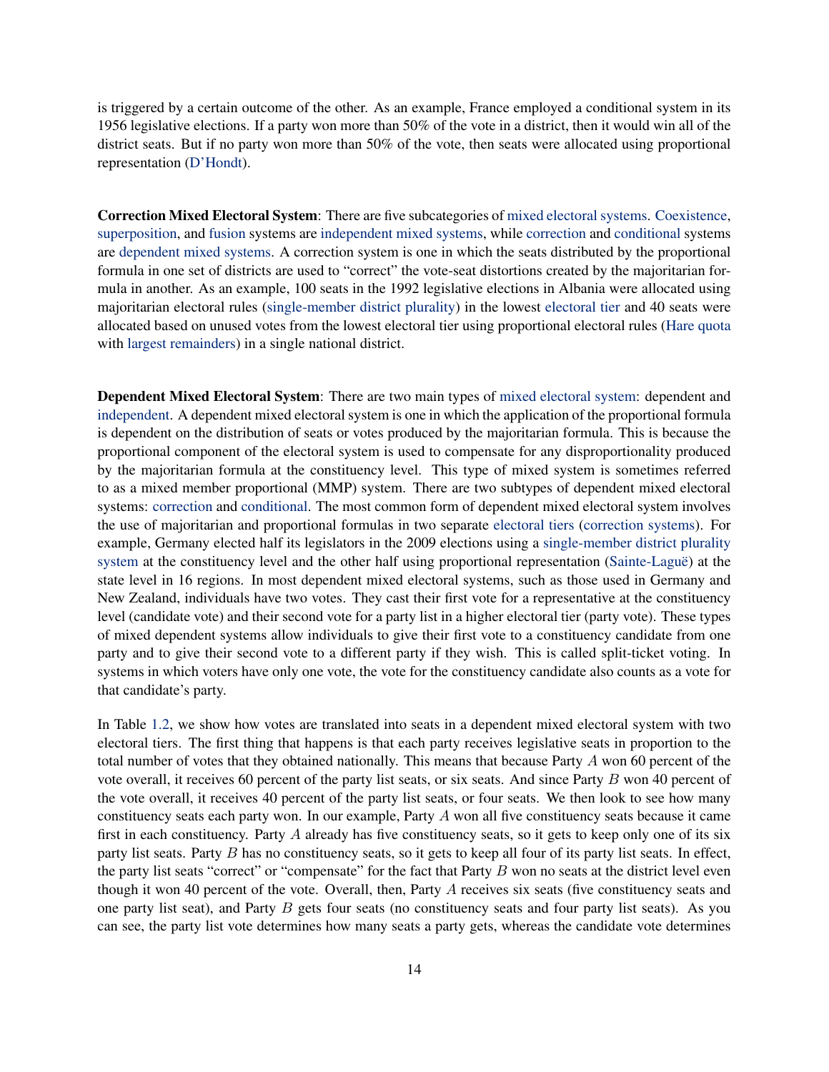is triggered by a certain outcome of the other. As an example, France employed a conditional system in its 1956 legislative elections. If a party won more than 50% of the vote in a district, then it would win all of the district seats. But if no party won more than 50% of the vote, then seats were allocated using proportional representation (D'Hondt).

**Correction Mixed Electoral System**: There are five subcategories of mixed electoral systems. Coexistence, superposition, and fusion systems are independent mixed systems, while correction and conditional systems are dependent mixed systems. A correction system is one in which the seats distributed by the proportional formula in one set of districts are used to "correct" the vote-seat distortions created by the majoritarian formula in another. As an example, 100 seats in the 1992 legislative elections in Albania were allocated using majoritarian electoral rules (single-member district plurality) in the lowest electoral tier and 40 seats were allocated based on unused votes from the lowest electoral tier using proportional electoral rules (Hare quota with largest remainders) in a single national district.

**Dependent Mixed Electoral System**: There are two main types of mixed electoral system: dependent and independent. A dependent mixed electoral system is one in which the application of the proportional formula is dependent on the distribution of seats or votes produced by the majoritarian formula. This is because the proportional component of the electoral system is used to compensate for any disproportionality produced by the majoritarian formula at the constituency level. This type of mixed system is sometimes referred to as a mixed member proportional (MMP) system. There are two subtypes of dependent mixed electoral systems: correction and conditional. The most common form of dependent mixed electoral system involves the use of majoritarian and proportional formulas in two separate electoral tiers (correction systems). For example, Germany elected half its legislators in the 2009 elections using a single-member district plurality system at the constituency level and the other half using proportional representation (Sainte-Laguë) at the state level in 16 regions. In most dependent mixed electoral systems, such as those used in Germany and New Zealand, individuals have two votes. They cast their first vote for a representative at the constituency level (candidate vote) and their second vote for a party list in a higher electoral tier (party vote). These types of mixed dependent systems allow individuals to give their first vote to a constituency candidate from one party and to give their second vote to a different party if they wish. This is called split-ticket voting. In systems in which voters have only one vote, the vote for the constituency candidate also counts as a vote for that candidate's party.

In Table 1.2, we show how votes are translated into seats in a dependent mixed electoral system with two electoral tiers. The first thing that happens is that each party receives legislative seats in proportion to the total number of votes that they obtained nationally. This means that because Party $A$ won 60 percent of the vote overall, it receives 60 percent of the party list seats, or six seats. And since Party $B$ won 40 percent of the vote overall, it receives 40 percent of the party list seats, or four seats. We then look to see how many constituency seats each party won. In our example, Party $A$ won all five constituency seats because it came first in each constituency. Party $A$ already has five constituency seats, so it gets to keep only one of its six party list seats. Party $B$ has no constituency seats, so it gets to keep all four of its party list seats. In effect, the party list seats "correct" or "compensate" for the fact that Party $B$ won no seats at the district level even though it won 40 percent of the vote. Overall, then, Party $A$ receives six seats (five constituency seats and one party list seat), and Party $B$ gets four seats (no constituency seats and four party list seats). As you can see, the party list vote determines how many seats a party gets, whereas the candidate vote determines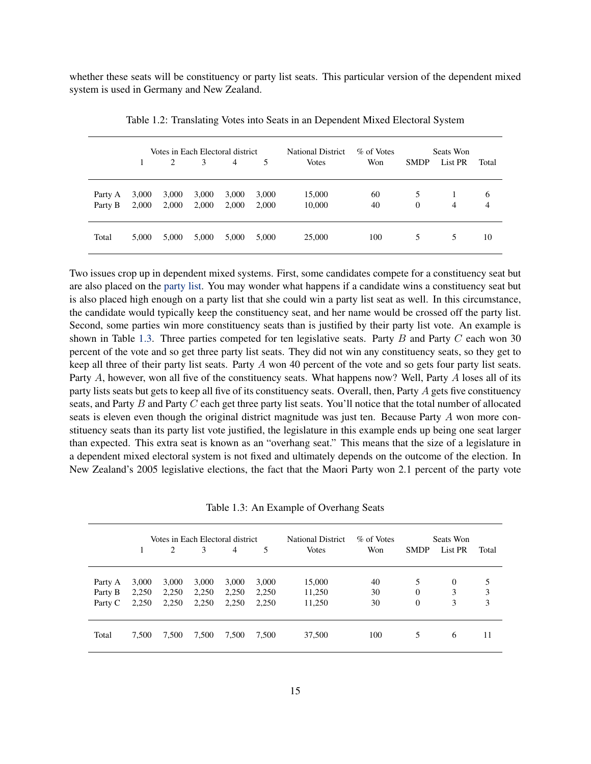whether these seats will be constituency or party list seats. This particular version of the dependent mixed system is used in Germany and New Zealand.

Table 1.2: Translating Votes into Seats in an Dependent Mixed Electoral System

| | Votes in Each Electoral district | | | | | National District | % of Votes | Seats Won | | |
|---|---|---|---|---|---|---|---|---|---|---|
| | 1 | 2 | 3 | 4 | 5 | Votes | Won | SMDP | List PR | Total |
| Party A | 3,000 | 3,000 | 3,000 | 3,000 | 3,000 | 15,000 | 60 | 5 | 1 | 6 |
| Party B | 2,000 | 2,000 | 2,000 | 2,000 | 2,000 | 10,000 | 40 | 0 | 4 | 4 |
| Total | 5,000 | 5,000 | 5,000 | 5,000 | 5,000 | 25,000 | 100 | 5 | 5 | 10 |

Two issues crop up in dependent mixed systems. First, some candidates compete for a constituency seat but are also placed on the party list. You may wonder what happens if a candidate wins a constituency seat but is also placed high enough on a party list that she could win a party list seat as well. In this circumstance, the candidate would typically keep the constituency seat, and her name would be crossed off the party list. Second, some parties win more constituency seats than is justified by their party list vote. An example is shown in Table 1.3. Three parties competed for ten legislative seats. Party $B$ and Party $C$ each won 30 percent of the vote and so get three party list seats. They did not win any constituency seats, so they get to keep all three of their party list seats. Party $A$ won 40 percent of the vote and so gets four party list seats. Party $A$, however, won all five of the constituency seats. What happens now? Well, Party $A$ loses all of its party lists seats but gets to keep all five of its constituency seats. Overall, then, Party $A$ gets five constituency seats, and Party $B$ and Party $C$ each get three party list seats. You'll notice that the total number of allocated seats is eleven even though the original district magnitude was just ten. Because Party $A$ won more constituency seats than its party list vote justified, the legislature in this example ends up being one seat larger than expected. This extra seat is known as an "overhang seat." This means that the size of a legislature in a dependent mixed electoral system is not fixed and ultimately depends on the outcome of the election. In New Zealand's 2005 legislative elections, the fact that the Maori Party won 2.1 percent of the party vote

Table 1.3: An Example of Overhang Seats

| | Votes in Each Electoral district | | | | | National District | % of Votes | Seats Won | | |
|---|---|---|---|---|---|---|---|---|---|---|
| | 1 | 2 | 3 | 4 | 5 | Votes | Won | SMDP | List PR | Total |
| Party A | 3,000 | 3,000 | 3,000 | 3,000 | 3,000 | 15,000 | 40 | 5 | 0 | 5 |
| Party B | 2,250 | 2,250 | 2,250 | 2,250 | 2,250 | 11,250 | 30 | 0 | 3 | 3 |
| Party C | 2,250 | 2,250 | 2,250 | 2,250 | 2,250 | 11,250 | 30 | 0 | 3 | 3 |
| Total | 7,500 | 7,500 | 7,500 | 7,500 | 7,500 | 37,500 | 100 | 5 | 6 | 11 |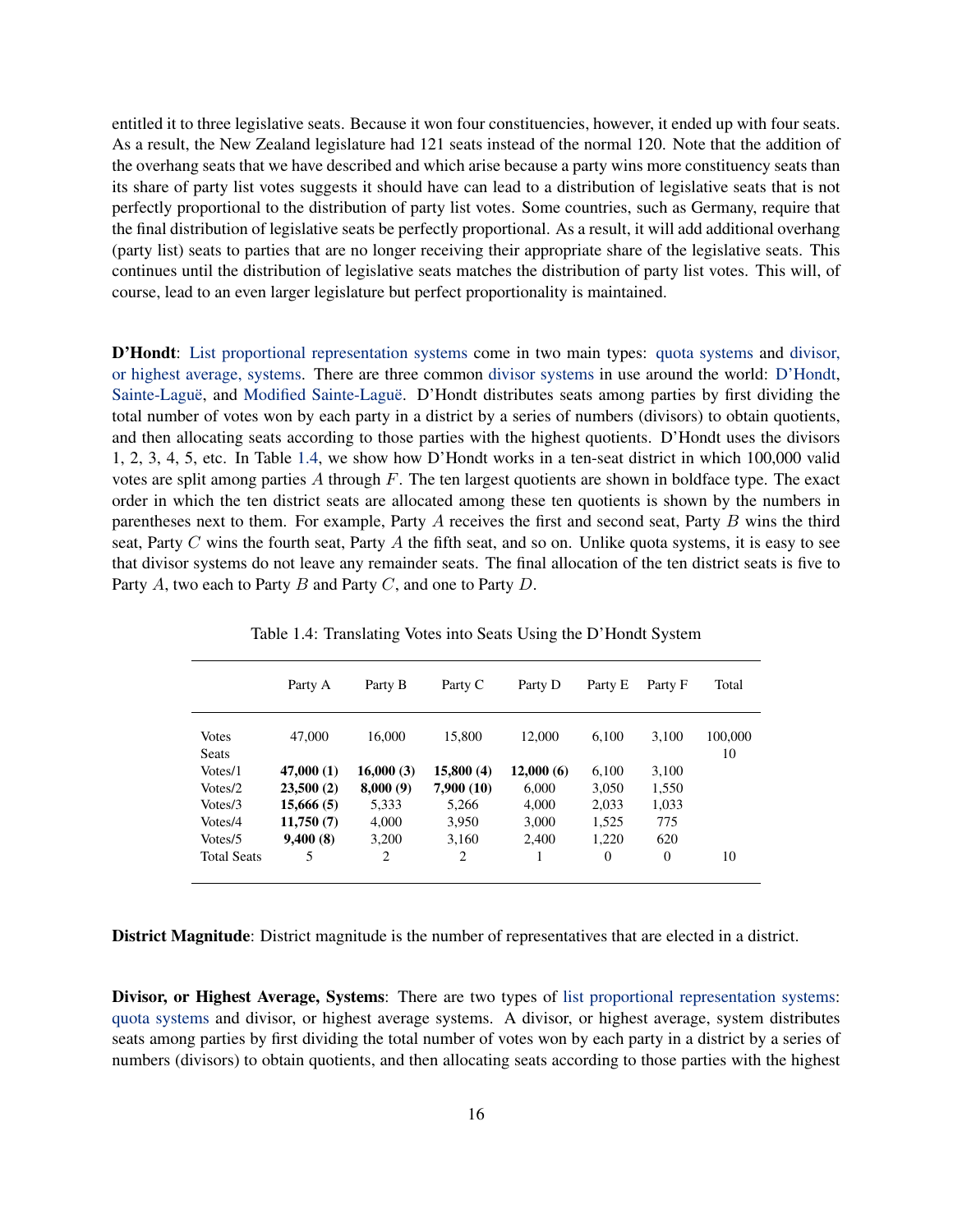entitled it to three legislative seats. Because it won four constituencies, however, it ended up with four seats. As a result, the New Zealand legislature had 121 seats instead of the normal 120. Note that the addition of the overhang seats that we have described and which arise because a party wins more constituency seats than its share of party list votes suggests it should have can lead to a distribution of legislative seats that is not perfectly proportional to the distribution of party list votes. Some countries, such as Germany, require that the final distribution of legislative seats be perfectly proportional. As a result, it will add additional overhang (party list) seats to parties that are no longer receiving their appropriate share of the legislative seats. This continues until the distribution of legislative seats matches the distribution of party list votes. This will, of course, lead to an even larger legislature but perfect proportionality is maintained.

**D'Hondt**: List proportional representation systems come in two main types: quota systems and divisor, or highest average, systems. There are three common divisor systems in use around the world: D'Hondt, Sainte-Laguë, and Modified Sainte-Laguë. D'Hondt distributes seats among parties by first dividing the total number of votes won by each party in a district by a series of numbers (divisors) to obtain quotients, and then allocating seats according to those parties with the highest quotients. D'Hondt uses the divisors 1, 2, 3, 4, 5, etc. In Table 1.4, we show how D'Hondt works in a ten-seat district in which 100,000 valid votes are split among parties $A$ through $F$. The ten largest quotients are shown in boldface type. The exact order in which the ten district seats are allocated among these ten quotients is shown by the numbers in parentheses next to them. For example, Party $A$ receives the first and second seat, Party $B$ wins the third seat, Party $C$ wins the fourth seat, Party $A$ the fifth seat, and so on. Unlike quota systems, it is easy to see that divisor systems do not leave any remainder seats. The final allocation of the ten district seats is five to Party $A$, two each to Party $B$ and Party $C$, and one to Party $D$.

Table 1.4: Translating Votes into Seats Using the D'Hondt System

| | Party A | Party B | Party C | Party D | Party E | Party F | Total |
|---|---|---|---|---|---|---|---|
| Votes | 47,000 | 16,000 | 15,800 | 12,000 | 6,100 | 3,100 | 100,000 |
| Seats | | | | | | | 10 |
| Votes/1 | **47,000 (1)** | **16,000 (3)** | **15,800 (4)** | **12,000 (6)** | 6,100 | 3,100 | |
| Votes/2 | **23,500 (2)** | **8,000 (9)** | **7,900 (10)** | 6,000 | 3,050 | 1,550 | |
| Votes/3 | **15,666 (5)** | 5,333 | 5,266 | 4,000 | 2,033 | 1,033 | |
| Votes/4 | **11,750 (7)** | 4,000 | 3,950 | 3,000 | 1,525 | 775 | |
| Votes/5 | **9,400 (8)** | 3,200 | 3,160 | 2,400 | 1,220 | 620 | |
| Total Seats | 5 | 2 | 2 | 1 | 0 | 0 | 10 |

**District Magnitude**: District magnitude is the number of representatives that are elected in a district.

**Divisor, or Highest Average, Systems**: There are two types of list proportional representation systems: quota systems and divisor, or highest average systems. A divisor, or highest average, system distributes seats among parties by first dividing the total number of votes won by each party in a district by a series of numbers (divisors) to obtain quotients, and then allocating seats according to those parties with the highest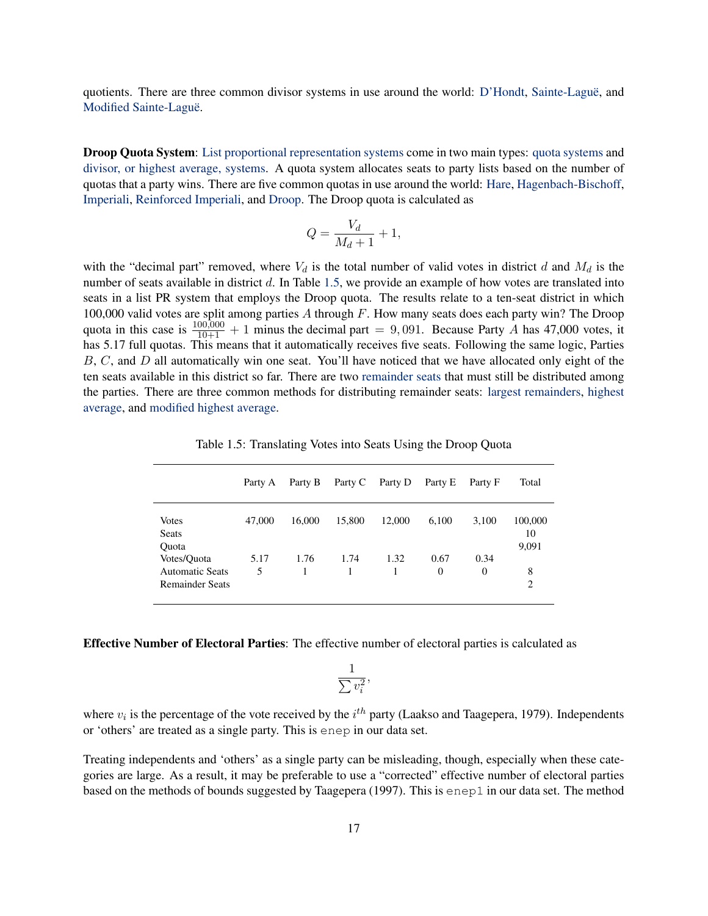quotients. There are three common divisor systems in use around the world: D'Hondt, Sainte-Laguë, and Modified Sainte-Laguë.

**Droop Quota System**: List proportional representation systems come in two main types: quota systems and divisor, or highest average, systems. A quota system allocates seats to party lists based on the number of quotas that a party wins. There are five common quotas in use around the world: Hare, Hagenbach-Bischoff, Imperiali, Reinforced Imperiali, and Droop. The Droop quota is calculated as

$$Q = \frac{V_d}{M_d + 1} + 1,$$

with the "decimal part" removed, where $V_d$ is the total number of valid votes in district $d$ and $M_d$ is the number of seats available in district $d$. In Table 1.5, we provide an example of how votes are translated into seats in a list PR system that employs the Droop quota. The results relate to a ten-seat district in which 100,000 valid votes are split among parties $A$ through $F$. How many seats does each party win? The Droop quota in this case is $\frac{100,000}{10+1} + 1$ minus the decimal part $= 9,091$. Because Party $A$ has 47,000 votes, it has 5.17 full quotas. This means that it automatically receives five seats. Following the same logic, Parties $B$, $C$, and $D$ all automatically win one seat. You'll have noticed that we have allocated only eight of the ten seats available in this district so far. There are two remainder seats that must still be distributed among the parties. There are three common methods for distributing remainder seats: largest remainders, highest average, and modified highest average.

Table 1.5: Translating Votes into Seats Using the Droop Quota

| | Party A | Party B | Party C | Party D | Party E | Party F | Total |
|---|---|---|---|---|---|---|---|
| Votes | 47,000 | 16,000 | 15,800 | 12,000 | 6,100 | 3,100 | 100,000 |
| Seats | | | | | | | 10 |
| Quota | | | | | | | 9,091 |
| Votes/Quota | 5.17 | 1.76 | 1.74 | 1.32 | 0.67 | 0.34 | |
| Automatic Seats | 5 | 1 | 1 | 1 | 0 | 0 | 8 |
| Remainder Seats | | | | | | | 2 |

**Effective Number of Electoral Parties**: The effective number of electoral parties is calculated as

$$\frac{1}{\sum v_i^2},$$

where $v_i$ is the percentage of the vote received by the $i^{th}$ party (Laakso and Taagepera, 1979). Independents or 'others' are treated as a single party. This is `enep` in our data set.

Treating independents and 'others' as a single party can be misleading, though, especially when these categories are large. As a result, it may be preferable to use a "corrected" effective number of electoral parties based on the methods of bounds suggested by Taagepera (1997). This is `enep1` in our data set. The method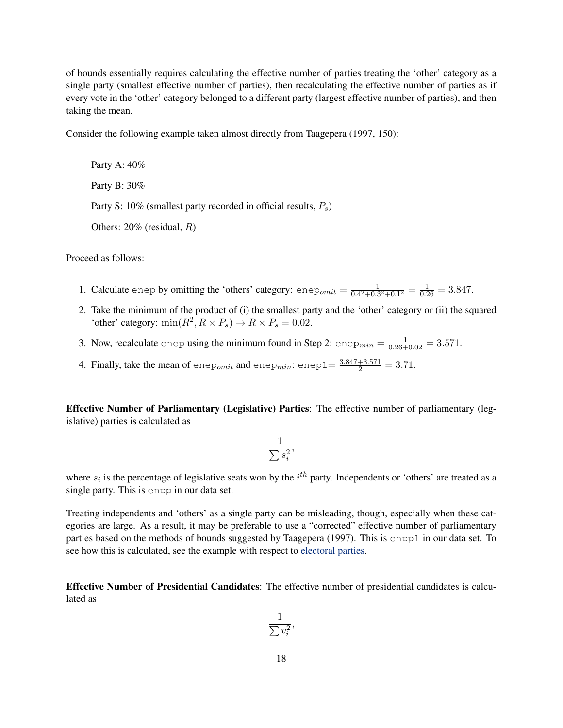of bounds essentially requires calculating the effective number of parties treating the 'other' category as a single party (smallest effective number of parties), then recalculating the effective number of parties as if every vote in the 'other' category belonged to a different party (largest effective number of parties), and then taking the mean.

Consider the following example taken almost directly from Taagepera (1997, 150):

> Party A: 40%
>
> Party B: 30%
>
> Party S: 10% (smallest party recorded in official results, $P_s$)
>
> Others: 20% (residual, $R$)

Proceed as follows:

1. Calculate `enep` by omitting the 'others' category: $\text{enep}_{omit} = \frac{1}{0.4^2+0.3^2+0.1^2} = \frac{1}{0.26} = 3.847$.
2. Take the minimum of the product of (i) the smallest party and the 'other' category or (ii) the squared 'other' category: $\min(R^2, R \times P_s) \rightarrow R \times P_s = 0.02$.
3. Now, recalculate `enep` using the minimum found in Step 2: $\text{enep}_{min} = \frac{1}{0.26+0.02} = 3.571$.
4. Finally, take the mean of $\text{enep}_{omit}$ and $\text{enep}_{min}$: $\text{enep1} = \frac{3.847+3.571}{2} = 3.71$.

**Effective Number of Parliamentary (Legislative) Parties**: The effective number of parliamentary (legislative) parties is calculated as

$$\frac{1}{\sum s_i^2},$$

where $s_i$ is the percentage of legislative seats won by the $i^{th}$ party. Independents or 'others' are treated as a single party. This is `enpp` in our data set.

Treating independents and 'others' as a single party can be misleading, though, especially when these categories are large. As a result, it may be preferable to use a "corrected" effective number of parliamentary parties based on the methods of bounds suggested by Taagepera (1997). This is `enpp1` in our data set. To see how this is calculated, see the example with respect to electoral parties.

**Effective Number of Presidential Candidates**: The effective number of presidential candidates is calculated as

$$\frac{1}{\sum v_i^2},$$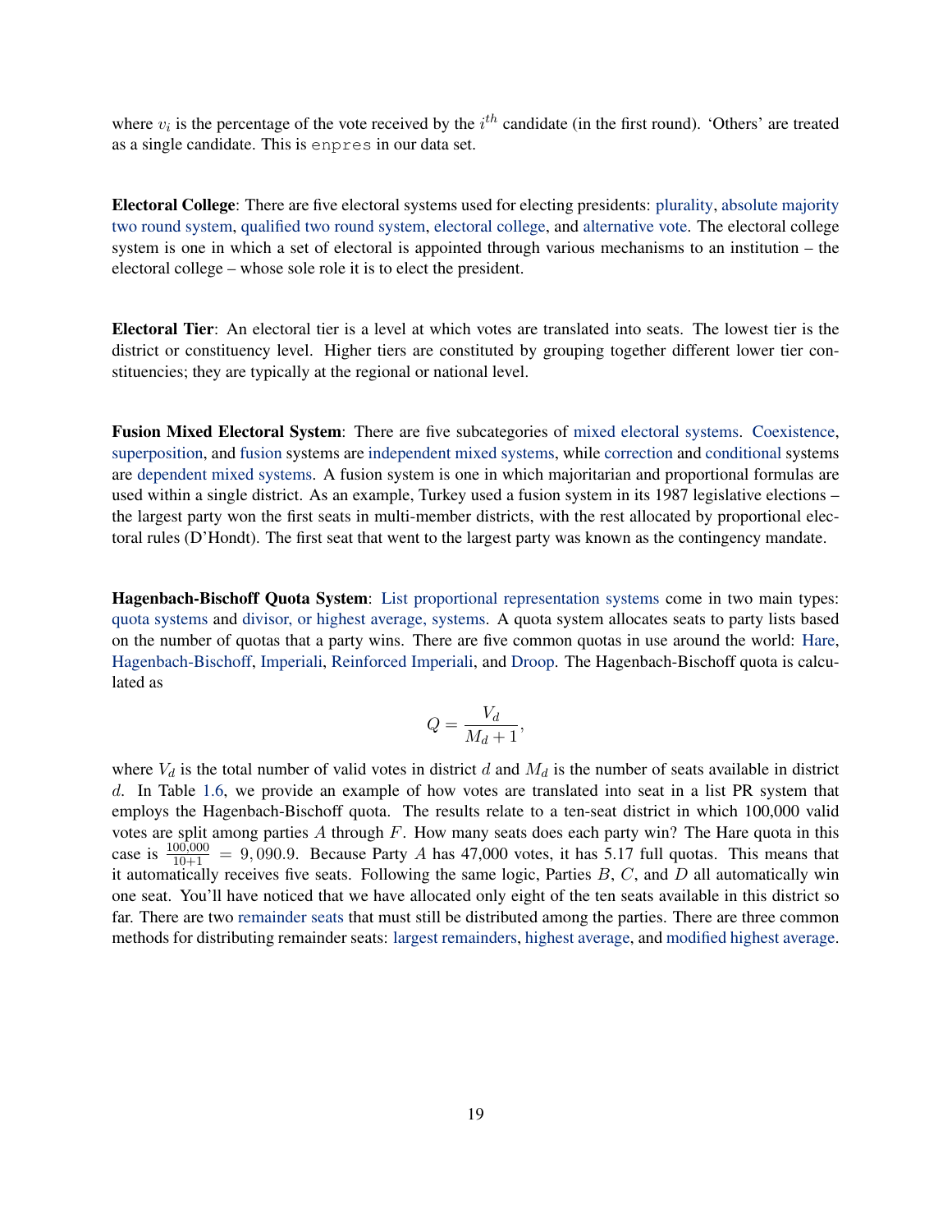where $v_i$ is the percentage of the vote received by the $i^{th}$ candidate (in the first round). 'Others' are treated as a single candidate. This is `enpres` in our data set.

**Electoral College**: There are five electoral systems used for electing presidents: plurality, absolute majority two round system, qualified two round system, electoral college, and alternative vote. The electoral college system is one in which a set of electoral is appointed through various mechanisms to an institution – the electoral college – whose sole role it is to elect the president.

**Electoral Tier**: An electoral tier is a level at which votes are translated into seats. The lowest tier is the district or constituency level. Higher tiers are constituted by grouping together different lower tier constituencies; they are typically at the regional or national level.

**Fusion Mixed Electoral System**: There are five subcategories of mixed electoral systems. Coexistence, superposition, and fusion systems are independent mixed systems, while correction and conditional systems are dependent mixed systems. A fusion system is one in which majoritarian and proportional formulas are used within a single district. As an example, Turkey used a fusion system in its 1987 legislative elections – the largest party won the first seats in multi-member districts, with the rest allocated by proportional electoral rules (D'Hondt). The first seat that went to the largest party was known as the contingency mandate.

**Hagenbach-Bischoff Quota System**: List proportional representation systems come in two main types: quota systems and divisor, or highest average, systems. A quota system allocates seats to party lists based on the number of quotas that a party wins. There are five common quotas in use around the world: Hare, Hagenbach-Bischoff, Imperiali, Reinforced Imperiali, and Droop. The Hagenbach-Bischoff quota is calculated as

$$Q = \frac{V_d}{M_d + 1},$$

where $V_d$ is the total number of valid votes in district $d$ and $M_d$ is the number of seats available in district $d$. In Table 1.6, we provide an example of how votes are translated into seat in a list PR system that employs the Hagenbach-Bischoff quota. The results relate to a ten-seat district in which 100,000 valid votes are split among parties $A$ through $F$. How many seats does each party win? The Hare quota in this case is $\frac{100{,}000}{10+1} = 9{,}090.9$. Because Party $A$ has 47,000 votes, it has 5.17 full quotas. This means that it automatically receives five seats. Following the same logic, Parties $B$, $C$, and $D$ all automatically win one seat. You'll have noticed that we have allocated only eight of the ten seats available in this district so far. There are two remainder seats that must still be distributed among the parties. There are three common methods for distributing remainder seats: largest remainders, highest average, and modified highest average.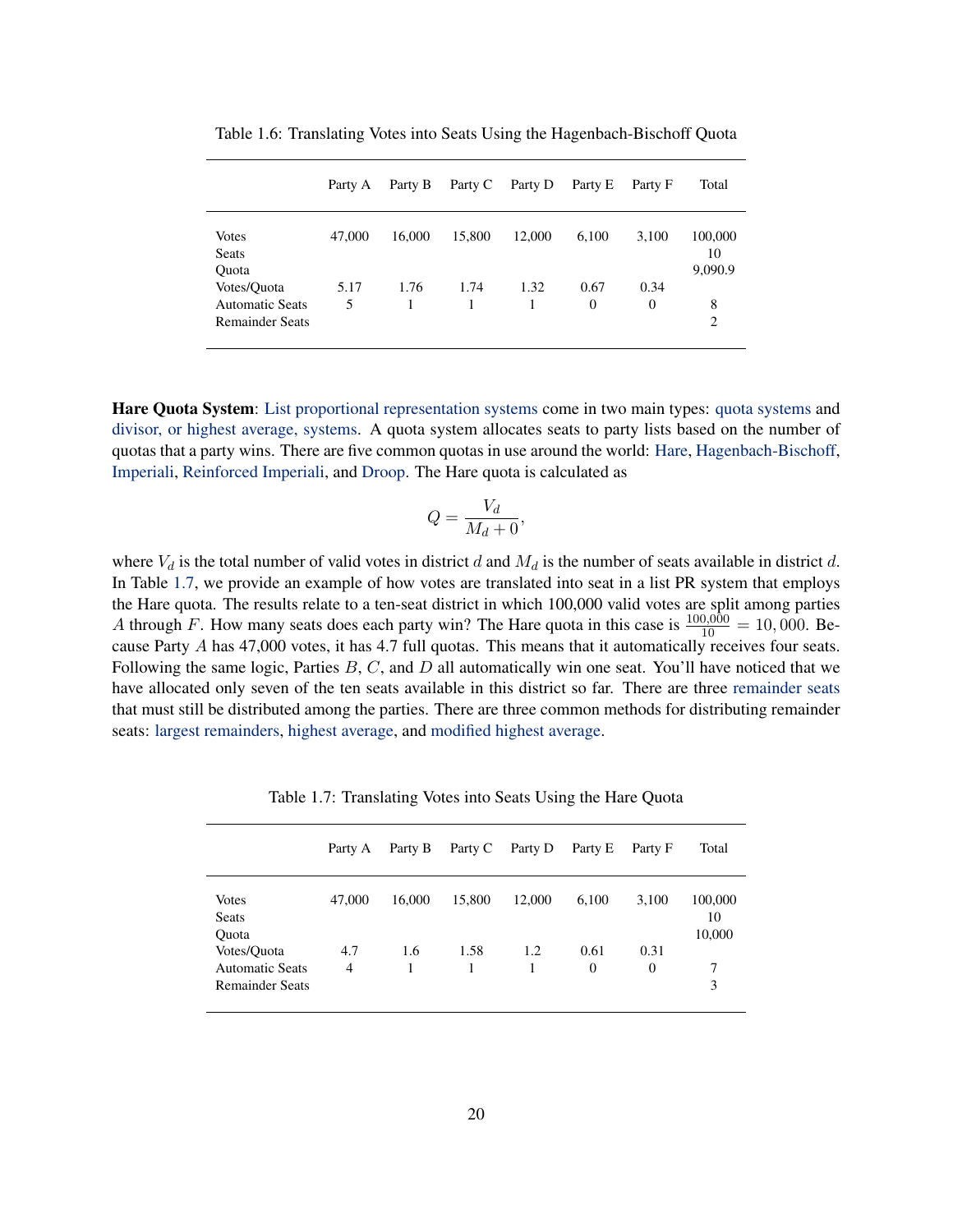Table 1.6: Translating Votes into Seats Using the Hagenbach-Bischoff Quota

| | Party A | Party B | Party C | Party D | Party E | Party F | Total |
|---|---|---|---|---|---|---|---|
| Votes | 47,000 | 16,000 | 15,800 | 12,000 | 6,100 | 3,100 | 100,000 |
| Seats | | | | | | | 10 |
| Quota | | | | | | | 9,090.9 |
| Votes/Quota | 5.17 | 1.76 | 1.74 | 1.32 | 0.67 | 0.34 | |
| Automatic Seats | 5 | 1 | 1 | 1 | 0 | 0 | 8 |
| Remainder Seats | | | | | | | 2 |

**Hare Quota System**: List proportional representation systems come in two main types: quota systems and divisor, or highest average, systems. A quota system allocates seats to party lists based on the number of quotas that a party wins. There are five common quotas in use around the world: Hare, Hagenbach-Bischoff, Imperiali, Reinforced Imperiali, and Droop. The Hare quota is calculated as

$$Q = \frac{V_d}{M_d + 0},$$

where $V_d$ is the total number of valid votes in district $d$ and $M_d$ is the number of seats available in district $d$. In Table 1.7, we provide an example of how votes are translated into seat in a list PR system that employs the Hare quota. The results relate to a ten-seat district in which 100,000 valid votes are split among parties $A$ through $F$. How many seats does each party win? The Hare quota in this case is $\frac{100,000}{10} = 10,000$. Because Party $A$ has 47,000 votes, it has 4.7 full quotas. This means that it automatically receives four seats. Following the same logic, Parties $B$, $C$, and $D$ all automatically win one seat. You'll have noticed that we have allocated only seven of the ten seats available in this district so far. There are three remainder seats that must still be distributed among the parties. There are three common methods for distributing remainder seats: largest remainders, highest average, and modified highest average.

Table 1.7: Translating Votes into Seats Using the Hare Quota

| | Party A | Party B | Party C | Party D | Party E | Party F | Total |
|---|---|---|---|---|---|---|---|
| Votes | 47,000 | 16,000 | 15,800 | 12,000 | 6,100 | 3,100 | 100,000 |
| Seats | | | | | | | 10 |
| Quota | | | | | | | 10,000 |
| Votes/Quota | 4.7 | 1.6 | 1.58 | 1.2 | 0.61 | 0.31 | |
| Automatic Seats | 4 | 1 | 1 | 1 | 0 | 0 | 7 |
| Remainder Seats | | | | | | | 3 |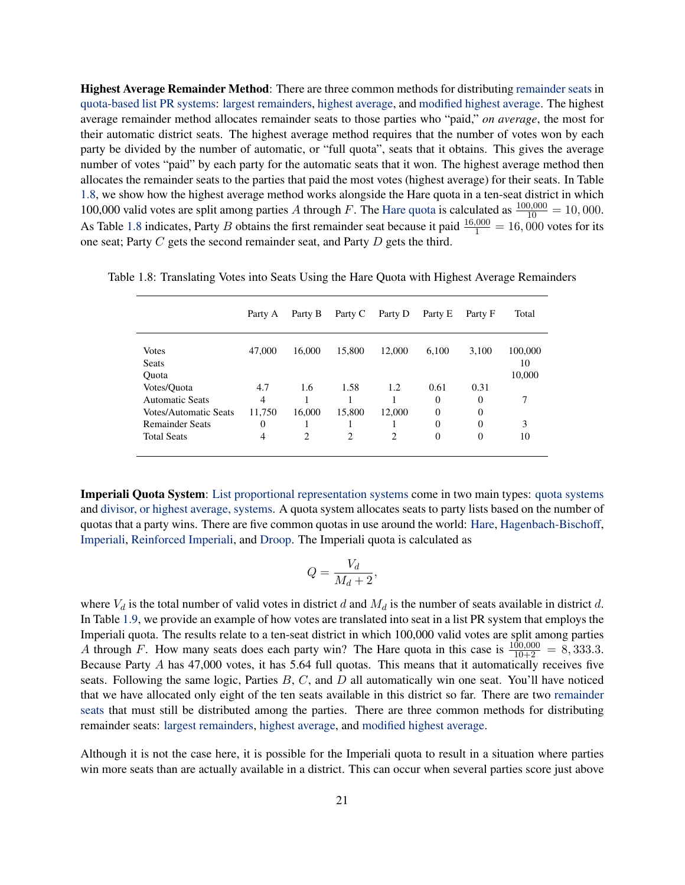**Highest Average Remainder Method**: There are three common methods for distributing remainder seats in quota-based list PR systems: largest remainders, highest average, and modified highest average. The highest average remainder method allocates remainder seats to those parties who "paid," *on average*, the most for their automatic district seats. The highest average method requires that the number of votes won by each party be divided by the number of automatic, or "full quota", seats that it obtains. This gives the average number of votes "paid" by each party for the automatic seats that it won. The highest average method then allocates the remainder seats to the parties that paid the most votes (highest average) for their seats. In Table 1.8, we show how the highest average method works alongside the Hare quota in a ten-seat district in which 100,000 valid votes are split among parties $A$ through $F$. The Hare quota is calculated as $\frac{100,000}{10} = 10,000$. As Table 1.8 indicates, Party $B$ obtains the first remainder seat because it paid $\frac{16,000}{1} = 16,000$ votes for its one seat; Party $C$ gets the second remainder seat, and Party $D$ gets the third.

Table 1.8: Translating Votes into Seats Using the Hare Quota with Highest Average Remainders

| | Party A | Party B | Party C | Party D | Party E | Party F | Total |
|---|---|---|---|---|---|---|---|
| Votes | 47,000 | 16,000 | 15,800 | 12,000 | 6,100 | 3,100 | 100,000 |
| Seats | | | | | | | 10 |
| Quota | | | | | | | 10,000 |
| Votes/Quota | 4.7 | 1.6 | 1.58 | 1.2 | 0.61 | 0.31 | |
| Automatic Seats | 4 | 1 | 1 | 1 | 0 | 0 | 7 |
| Votes/Automatic Seats | 11,750 | 16,000 | 15,800 | 12,000 | 0 | 0 | |
| Remainder Seats | 0 | 1 | 1 | 1 | 0 | 0 | 3 |
| Total Seats | 4 | 2 | 2 | 2 | 0 | 0 | 10 |

**Imperiali Quota System**: List proportional representation systems come in two main types: quota systems and divisor, or highest average, systems. A quota system allocates seats to party lists based on the number of quotas that a party wins. There are five common quotas in use around the world: Hare, Hagenbach-Bischoff, Imperiali, Reinforced Imperiali, and Droop. The Imperiali quota is calculated as

$$Q = \frac{V_d}{M_d + 2},$$

where $V_d$ is the total number of valid votes in district $d$ and $M_d$ is the number of seats available in district $d$. In Table 1.9, we provide an example of how votes are translated into seat in a list PR system that employs the Imperiali quota. The results relate to a ten-seat district in which 100,000 valid votes are split among parties $A$ through $F$. How many seats does each party win? The Hare quota in this case is $\frac{100,000}{10+2} = 8,333.3$. Because Party $A$ has 47,000 votes, it has 5.64 full quotas. This means that it automatically receives five seats. Following the same logic, Parties $B$, $C$, and $D$ all automatically win one seat. You'll have noticed that we have allocated only eight of the ten seats available in this district so far. There are two remainder seats that must still be distributed among the parties. There are three common methods for distributing remainder seats: largest remainders, highest average, and modified highest average.

Although it is not the case here, it is possible for the Imperiali quota to result in a situation where parties win more seats than are actually available in a district. This can occur when several parties score just above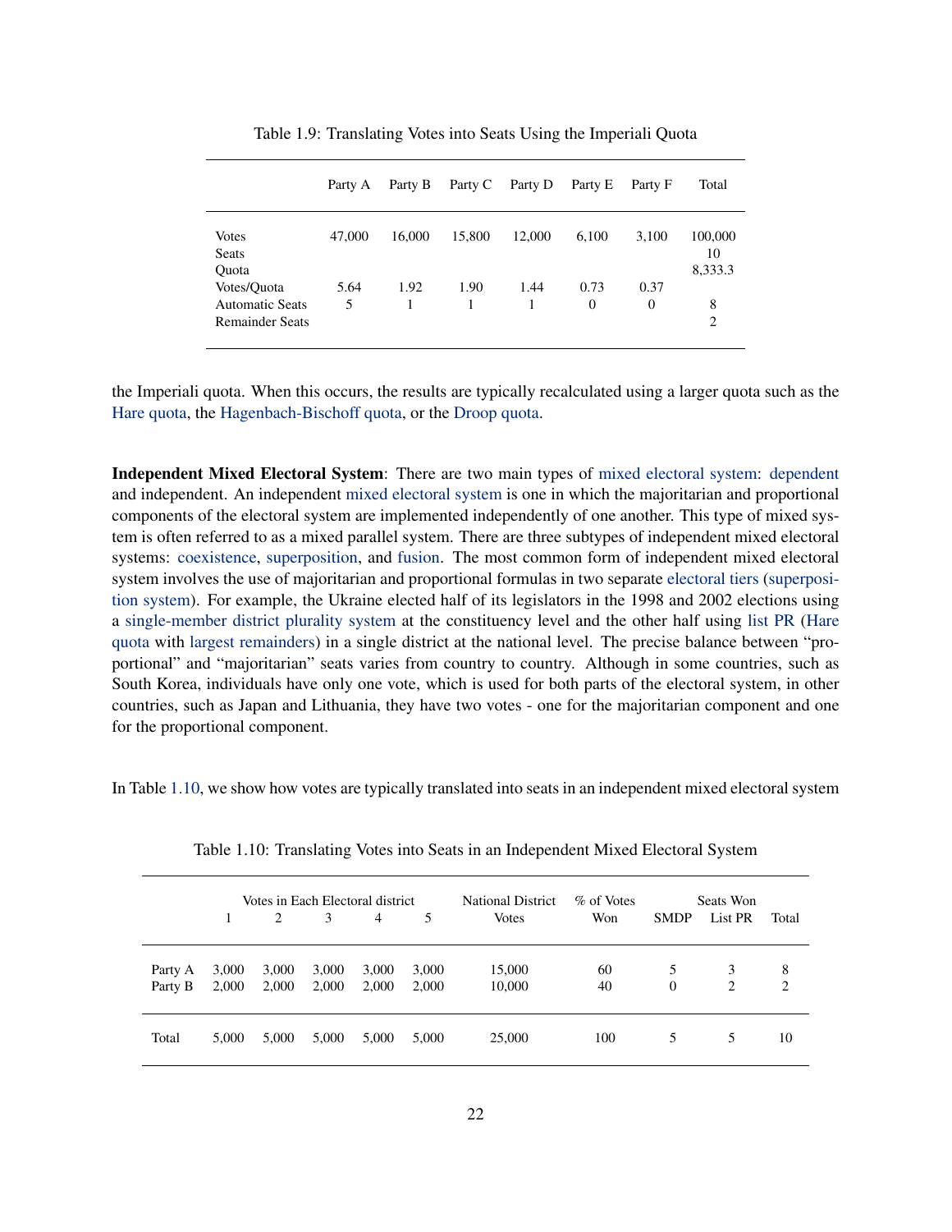Table 1.9: Translating Votes into Seats Using the Imperiali Quota

| | Party A | Party B | Party C | Party D | Party E | Party F | Total |
|---|---|---|---|---|---|---|---|
| Votes | 47,000 | 16,000 | 15,800 | 12,000 | 6,100 | 3,100 | 100,000 |
| Seats | | | | | | | 10 |
| Quota | | | | | | | 8,333.3 |
| Votes/Quota | 5.64 | 1.92 | 1.90 | 1.44 | 0.73 | 0.37 | |
| Automatic Seats | 5 | 1 | 1 | 1 | 0 | 0 | 8 |
| Remainder Seats | | | | | | | 2 |

the Imperiali quota. When this occurs, the results are typically recalculated using a larger quota such as the Hare quota, the Hagenbach-Bischoff quota, or the Droop quota.

**Independent Mixed Electoral System**: There are two main types of mixed electoral system: dependent and independent. An independent mixed electoral system is one in which the majoritarian and proportional components of the electoral system are implemented independently of one another. This type of mixed system is often referred to as a mixed parallel system. There are three subtypes of independent mixed electoral systems: coexistence, superposition, and fusion. The most common form of independent mixed electoral system involves the use of majoritarian and proportional formulas in two separate electoral tiers (superposition system). For example, the Ukraine elected half of its legislators in the 1998 and 2002 elections using a single-member district plurality system at the constituency level and the other half using list PR (Hare quota with largest remainders) in a single district at the national level. The precise balance between "proportional" and "majoritarian" seats varies from country to country. Although in some countries, such as South Korea, individuals have only one vote, which is used for both parts of the electoral system, in other countries, such as Japan and Lithuania, they have two votes - one for the majoritarian component and one for the proportional component.

In Table 1.10, we show how votes are typically translated into seats in an independent mixed electoral system

Table 1.10: Translating Votes into Seats in an Independent Mixed Electoral System

| | Votes in Each Electoral district | | | | | National District | % of Votes | Seats Won | | |
|---|---|---|---|---|---|---|---|---|---|---|
| | 1 | 2 | 3 | 4 | 5 | Votes | Won | SMDP | List PR | Total |
| Party A | 3,000 | 3,000 | 3,000 | 3,000 | 3,000 | 15,000 | 60 | 5 | 3 | 8 |
| Party B | 2,000 | 2,000 | 2,000 | 2,000 | 2,000 | 10,000 | 40 | 0 | 2 | 2 |
| Total | 5,000 | 5,000 | 5,000 | 5,000 | 5,000 | 25,000 | 100 | 5 | 5 | 10 |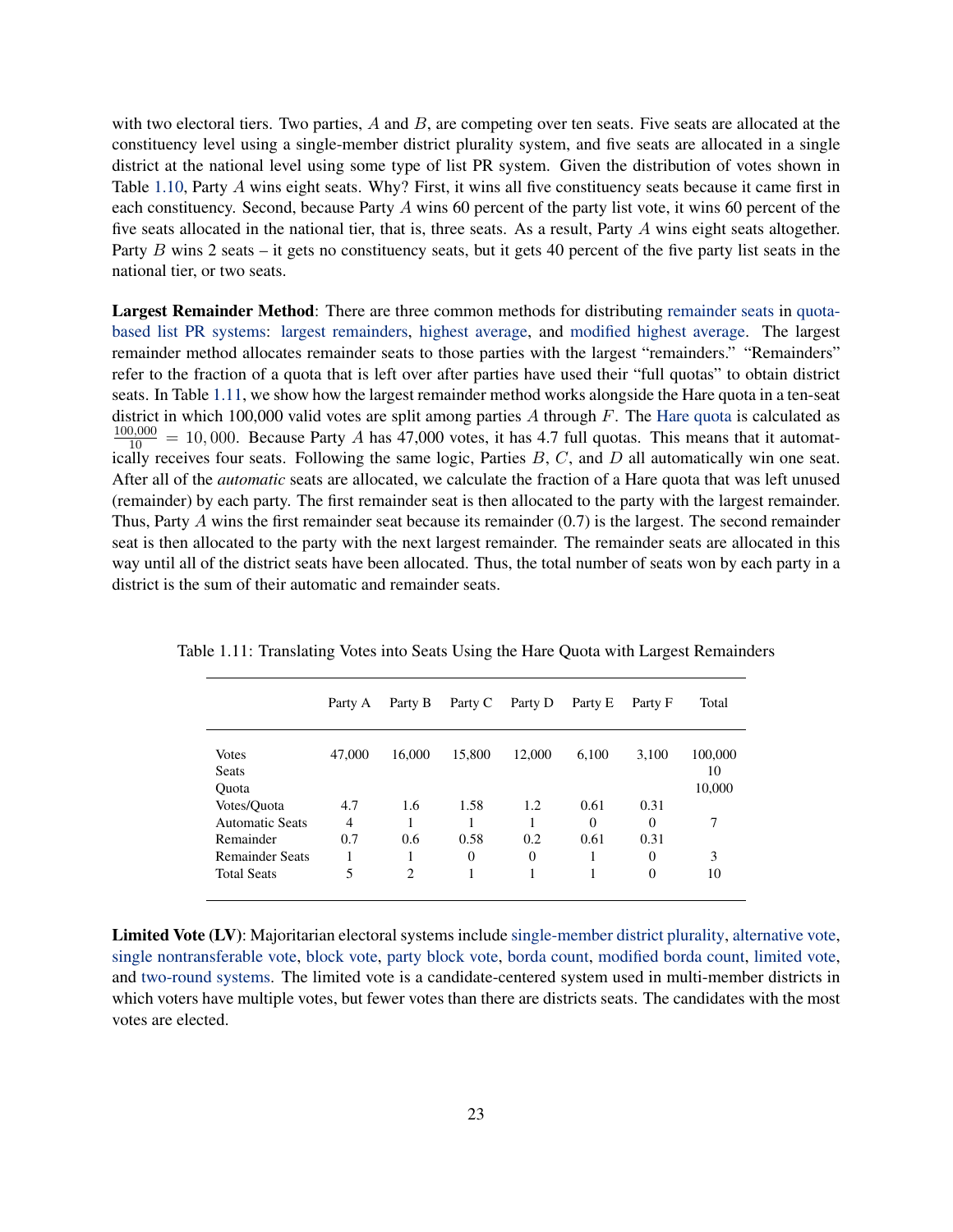with two electoral tiers. Two parties, $A$ and $B$, are competing over ten seats. Five seats are allocated at the constituency level using a single-member district plurality system, and five seats are allocated in a single district at the national level using some type of list PR system. Given the distribution of votes shown in Table 1.10, Party $A$ wins eight seats. Why? First, it wins all five constituency seats because it came first in each constituency. Second, because Party $A$ wins 60 percent of the party list vote, it wins 60 percent of the five seats allocated in the national tier, that is, three seats. As a result, Party $A$ wins eight seats altogether. Party $B$ wins 2 seats – it gets no constituency seats, but it gets 40 percent of the five party list seats in the national tier, or two seats.

**Largest Remainder Method**: There are three common methods for distributing remainder seats in quota-based list PR systems: largest remainders, highest average, and modified highest average. The largest remainder method allocates remainder seats to those parties with the largest "remainders." "Remainders" refer to the fraction of a quota that is left over after parties have used their "full quotas" to obtain district seats. In Table 1.11, we show how the largest remainder method works alongside the Hare quota in a ten-seat district in which 100,000 valid votes are split among parties $A$ through $F$. The Hare quota is calculated as $\frac{100{,}000}{10} = 10,000$. Because Party $A$ has 47,000 votes, it has 4.7 full quotas. This means that it automatically receives four seats. Following the same logic, Parties $B$, $C$, and $D$ all automatically win one seat. After all of the *automatic* seats are allocated, we calculate the fraction of a Hare quota that was left unused (remainder) by each party. The first remainder seat is then allocated to the party with the largest remainder. Thus, Party $A$ wins the first remainder seat because its remainder (0.7) is the largest. The second remainder seat is then allocated to the party with the next largest remainder. The remainder seats are allocated in this way until all of the district seats have been allocated. Thus, the total number of seats won by each party in a district is the sum of their automatic and remainder seats.

Table 1.11: Translating Votes into Seats Using the Hare Quota with Largest Remainders

| | Party A | Party B | Party C | Party D | Party E | Party F | Total |
|---|---|---|---|---|---|---|---|
| Votes | 47,000 | 16,000 | 15,800 | 12,000 | 6,100 | 3,100 | 100,000 |
| Seats | | | | | | | 10 |
| Quota | | | | | | | 10,000 |
| Votes/Quota | 4.7 | 1.6 | 1.58 | 1.2 | 0.61 | 0.31 | |
| Automatic Seats | 4 | 1 | 1 | 1 | 0 | 0 | 7 |
| Remainder | 0.7 | 0.6 | 0.58 | 0.2 | 0.61 | 0.31 | |
| Remainder Seats | 1 | 1 | 0 | 0 | 1 | 0 | 3 |
| Total Seats | 5 | 2 | 1 | 1 | 1 | 0 | 10 |

**Limited Vote (LV)**: Majoritarian electoral systems include single-member district plurality, alternative vote, single nontransferable vote, block vote, party block vote, borda count, modified borda count, limited vote, and two-round systems. The limited vote is a candidate-centered system used in multi-member districts in which voters have multiple votes, but fewer votes than there are districts seats. The candidates with the most votes are elected.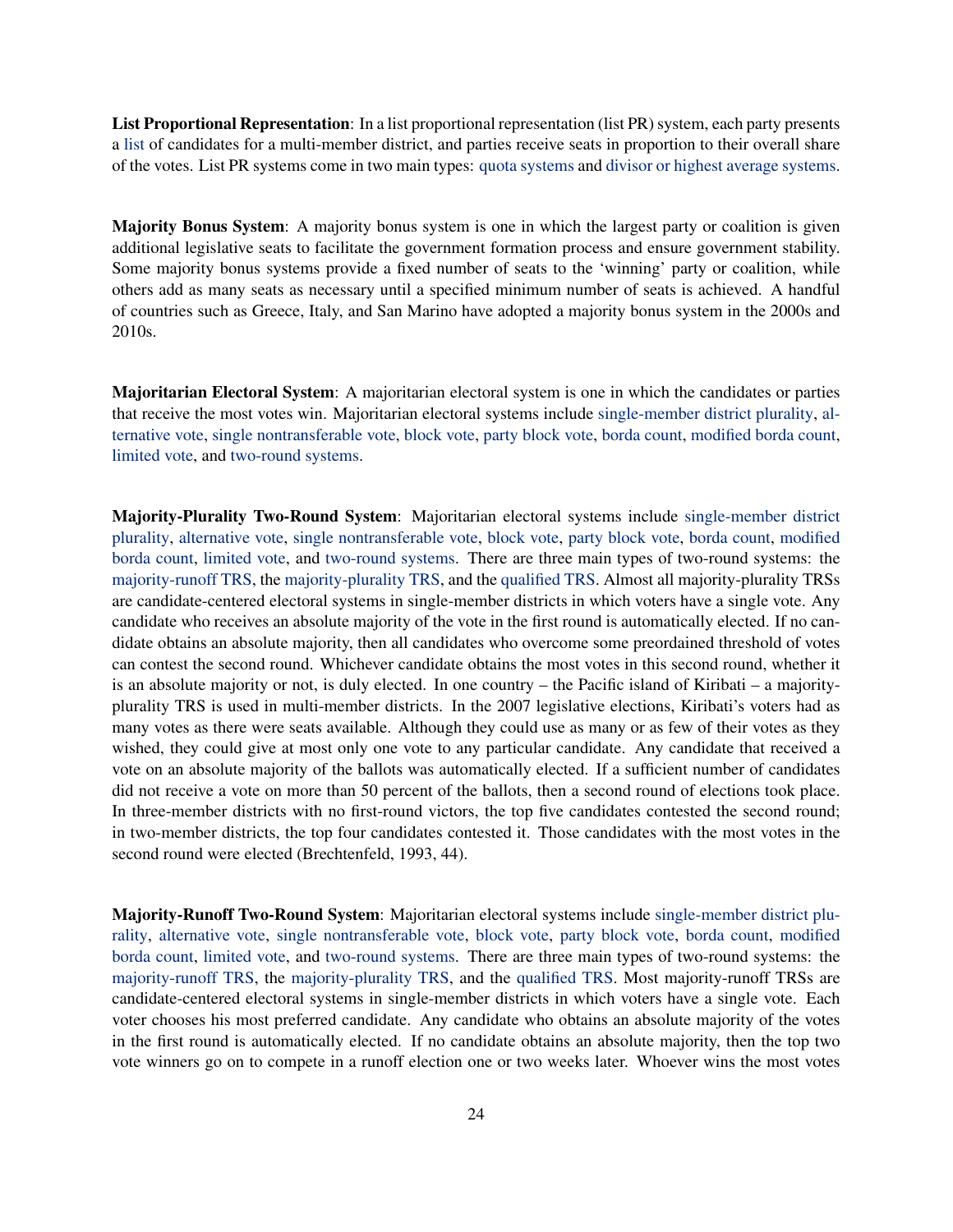**List Proportional Representation**: In a list proportional representation (list PR) system, each party presents a list of candidates for a multi-member district, and parties receive seats in proportion to their overall share of the votes. List PR systems come in two main types: quota systems and divisor or highest average systems.

**Majority Bonus System**: A majority bonus system is one in which the largest party or coalition is given additional legislative seats to facilitate the government formation process and ensure government stability. Some majority bonus systems provide a fixed number of seats to the 'winning' party or coalition, while others add as many seats as necessary until a specified minimum number of seats is achieved. A handful of countries such as Greece, Italy, and San Marino have adopted a majority bonus system in the 2000s and 2010s.

**Majoritarian Electoral System**: A majoritarian electoral system is one in which the candidates or parties that receive the most votes win. Majoritarian electoral systems include single-member district plurality, alternative vote, single nontransferable vote, block vote, party block vote, borda count, modified borda count, limited vote, and two-round systems.

**Majority-Plurality Two-Round System**: Majoritarian electoral systems include single-member district plurality, alternative vote, single nontransferable vote, block vote, party block vote, borda count, modified borda count, limited vote, and two-round systems. There are three main types of two-round systems: the majority-runoff TRS, the majority-plurality TRS, and the qualified TRS. Almost all majority-plurality TRSs are candidate-centered electoral systems in single-member districts in which voters have a single vote. Any candidate who receives an absolute majority of the vote in the first round is automatically elected. If no candidate obtains an absolute majority, then all candidates who overcome some preordained threshold of votes can contest the second round. Whichever candidate obtains the most votes in this second round, whether it is an absolute majority or not, is duly elected. In one country – the Pacific island of Kiribati – a majority-plurality TRS is used in multi-member districts. In the 2007 legislative elections, Kiribati's voters had as many votes as there were seats available. Although they could use as many or as few of their votes as they wished, they could give at most only one vote to any particular candidate. Any candidate that received a vote on an absolute majority of the ballots was automatically elected. If a sufficient number of candidates did not receive a vote on more than 50 percent of the ballots, then a second round of elections took place. In three-member districts with no first-round victors, the top five candidates contested the second round; in two-member districts, the top four candidates contested it. Those candidates with the most votes in the second round were elected (Brechtenfeld, 1993, 44).

**Majority-Runoff Two-Round System**: Majoritarian electoral systems include single-member district plurality, alternative vote, single nontransferable vote, block vote, party block vote, borda count, modified borda count, limited vote, and two-round systems. There are three main types of two-round systems: the majority-runoff TRS, the majority-plurality TRS, and the qualified TRS. Most majority-runoff TRSs are candidate-centered electoral systems in single-member districts in which voters have a single vote. Each voter chooses his most preferred candidate. Any candidate who obtains an absolute majority of the votes in the first round is automatically elected. If no candidate obtains an absolute majority, then the top two vote winners go on to compete in a runoff election one or two weeks later. Whoever wins the most votes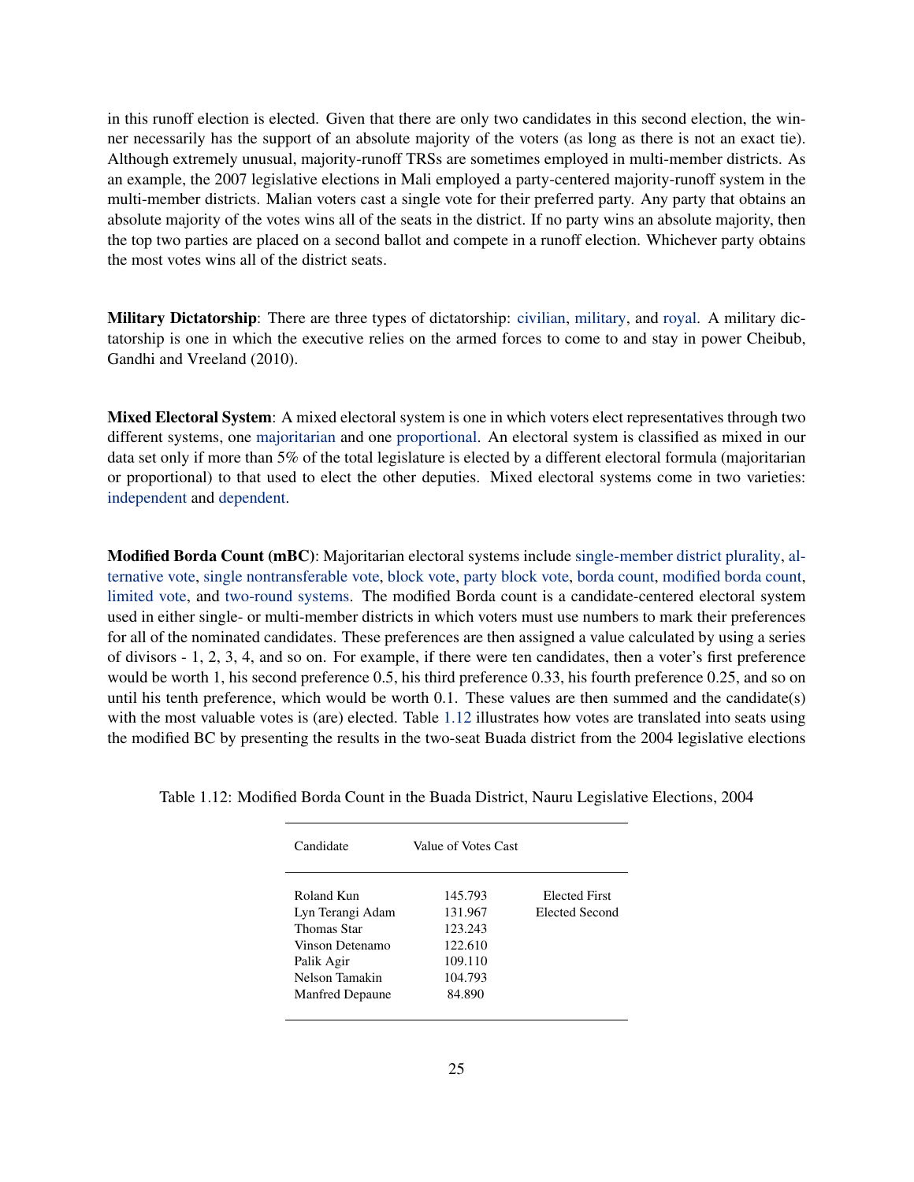in this runoff election is elected. Given that there are only two candidates in this second election, the winner necessarily has the support of an absolute majority of the voters (as long as there is not an exact tie). Although extremely unusual, majority-runoff TRSs are sometimes employed in multi-member districts. As an example, the 2007 legislative elections in Mali employed a party-centered majority-runoff system in the multi-member districts. Malian voters cast a single vote for their preferred party. Any party that obtains an absolute majority of the votes wins all of the seats in the district. If no party wins an absolute majority, then the top two parties are placed on a second ballot and compete in a runoff election. Whichever party obtains the most votes wins all of the district seats.

**Military Dictatorship**: There are three types of dictatorship: civilian, military, and royal. A military dictatorship is one in which the executive relies on the armed forces to come to and stay in power Cheibub, Gandhi and Vreeland (2010).

**Mixed Electoral System**: A mixed electoral system is one in which voters elect representatives through two different systems, one majoritarian and one proportional. An electoral system is classified as mixed in our data set only if more than 5% of the total legislature is elected by a different electoral formula (majoritarian or proportional) to that used to elect the other deputies. Mixed electoral systems come in two varieties: independent and dependent.

**Modified Borda Count (mBC)**: Majoritarian electoral systems include single-member district plurality, alternative vote, single nontransferable vote, block vote, party block vote, borda count, modified borda count, limited vote, and two-round systems. The modified Borda count is a candidate-centered electoral system used in either single- or multi-member districts in which voters must use numbers to mark their preferences for all of the nominated candidates. These preferences are then assigned a value calculated by using a series of divisors - 1, 2, 3, 4, and so on. For example, if there were ten candidates, then a voter's first preference would be worth 1, his second preference 0.5, his third preference 0.33, his fourth preference 0.25, and so on until his tenth preference, which would be worth 0.1. These values are then summed and the candidate(s) with the most valuable votes is (are) elected. Table 1.12 illustrates how votes are translated into seats using the modified BC by presenting the results in the two-seat Buada district from the 2004 legislative elections

Table 1.12: Modified Borda Count in the Buada District, Nauru Legislative Elections, 2004

| Candidate | Value of Votes Cast | |
|---|---|---|
| Roland Kun | 145.793 | Elected First |
| Lyn Terangi Adam | 131.967 | Elected Second |
| Thomas Star | 123.243 | |
| Vinson Detenamo | 122.610 | |
| Palik Agir | 109.110 | |
| Nelson Tamakin | 104.793 | |
| Manfred Depaune | 84.890 | |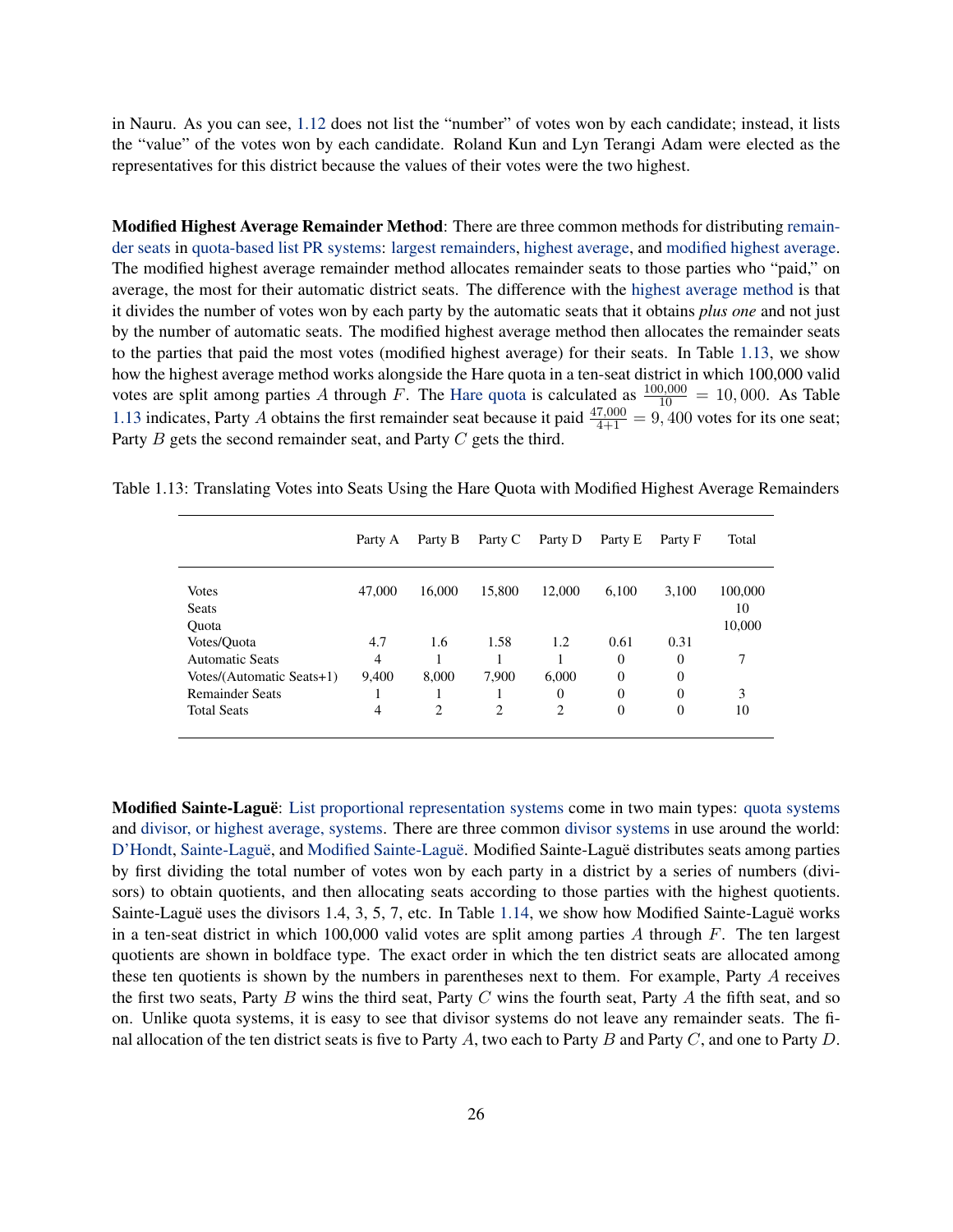in Nauru. As you can see, 1.12 does not list the "number" of votes won by each candidate; instead, it lists the "value" of the votes won by each candidate. Roland Kun and Lyn Terangi Adam were elected as the representatives for this district because the values of their votes were the two highest.

**Modified Highest Average Remainder Method**: There are three common methods for distributing remainder seats in quota-based list PR systems: largest remainders, highest average, and modified highest average. The modified highest average remainder method allocates remainder seats to those parties who "paid," on average, the most for their automatic district seats. The difference with the highest average method is that it divides the number of votes won by each party by the automatic seats that it obtains *plus one* and not just by the number of automatic seats. The modified highest average method then allocates the remainder seats to the parties that paid the most votes (modified highest average) for their seats. In Table 1.13, we show how the highest average method works alongside the Hare quota in a ten-seat district in which 100,000 valid votes are split among parties $A$ through $F$. The Hare quota is calculated as $\frac{100{,}000}{10} = 10,000$. As Table 1.13 indicates, Party $A$ obtains the first remainder seat because it paid $\frac{47{,}000}{4+1} = 9,400$ votes for its one seat; Party $B$ gets the second remainder seat, and Party $C$ gets the third.

Table 1.13: Translating Votes into Seats Using the Hare Quota with Modified Highest Average Remainders

| | Party A | Party B | Party C | Party D | Party E | Party F | Total |
|---|---|---|---|---|---|---|---|
| Votes | 47,000 | 16,000 | 15,800 | 12,000 | 6,100 | 3,100 | 100,000 |
| Seats | | | | | | | 10 |
| Quota | | | | | | | 10,000 |
| Votes/Quota | 4.7 | 1.6 | 1.58 | 1.2 | 0.61 | 0.31 | |
| Automatic Seats | 4 | 1 | 1 | 1 | 0 | 0 | 7 |
| Votes/(Automatic Seats+1) | 9,400 | 8,000 | 7,900 | 6,000 | 0 | 0 | |
| Remainder Seats | 1 | 1 | 1 | 0 | 0 | 0 | 3 |
| Total Seats | 4 | 2 | 2 | 2 | 0 | 0 | 10 |

**Modified Sainte-Laguë**: List proportional representation systems come in two main types: quota systems and divisor, or highest average, systems. There are three common divisor systems in use around the world: D'Hondt, Sainte-Laguë, and Modified Sainte-Laguë. Modified Sainte-Laguë distributes seats among parties by first dividing the total number of votes won by each party in a district by a series of numbers (divisors) to obtain quotients, and then allocating seats according to those parties with the highest quotients. Sainte-Laguë uses the divisors 1.4, 3, 5, 7, etc. In Table 1.14, we show how Modified Sainte-Laguë works in a ten-seat district in which 100,000 valid votes are split among parties $A$ through $F$. The ten largest quotients are shown in boldface type. The exact order in which the ten district seats are allocated among these ten quotients is shown by the numbers in parentheses next to them. For example, Party $A$ receives the first two seats, Party $B$ wins the third seat, Party $C$ wins the fourth seat, Party $A$ the fifth seat, and so on. Unlike quota systems, it is easy to see that divisor systems do not leave any remainder seats. The final allocation of the ten district seats is five to Party $A$, two each to Party $B$ and Party $C$, and one to Party $D$.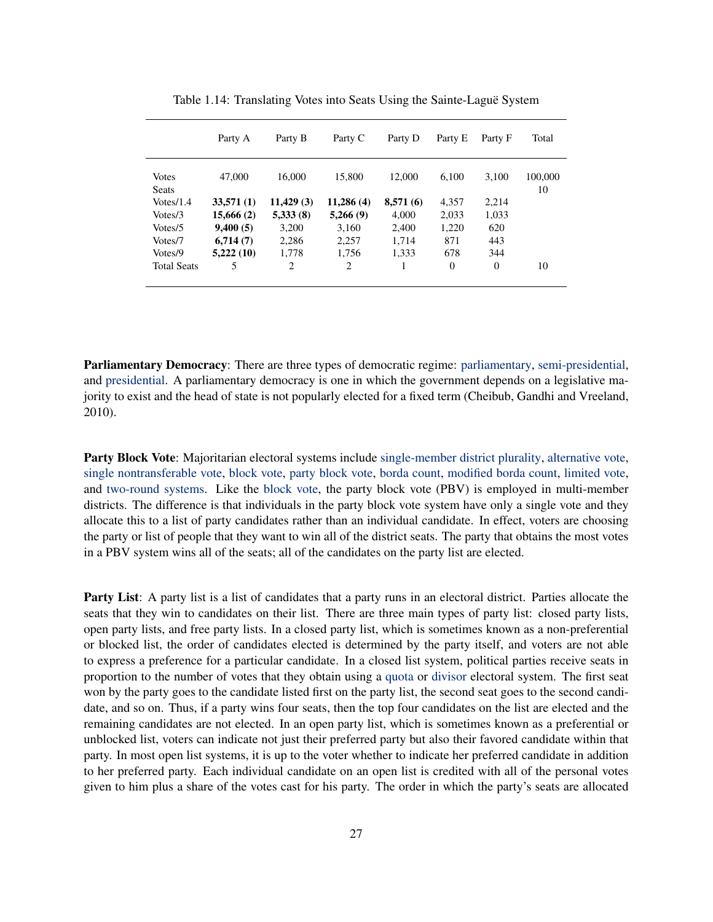Table 1.14: Translating Votes into Seats Using the Sainte-Laguë System

| | Party A | Party B | Party C | Party D | Party E | Party F | Total |
|---|---|---|---|---|---|---|---|
| Votes | 47,000 | 16,000 | 15,800 | 12,000 | 6,100 | 3,100 | 100,000 |
| Seats | | | | | | | 10 |
| Votes/1.4 | **33,571 (1)** | **11,429 (3)** | **11,286 (4)** | **8,571 (6)** | 4,357 | 2,214 | |
| Votes/3 | **15,666 (2)** | **5,333 (8)** | **5,266 (9)** | 4,000 | 2,033 | 1,033 | |
| Votes/5 | **9,400 (5)** | 3,200 | 3,160 | 2,400 | 1,220 | 620 | |
| Votes/7 | **6,714 (7)** | 2,286 | 2,257 | 1,714 | 871 | 443 | |
| Votes/9 | **5,222 (10)** | 1,778 | 1,756 | 1,333 | 678 | 344 | |
| Total Seats | 5 | 2 | 2 | 1 | 0 | 0 | 10 |

**Parliamentary Democracy**: There are three types of democratic regime: parliamentary, semi-presidential, and presidential. A parliamentary democracy is one in which the government depends on a legislative majority to exist and the head of state is not popularly elected for a fixed term (Cheibub, Gandhi and Vreeland, 2010).

**Party Block Vote**: Majoritarian electoral systems include single-member district plurality, alternative vote, single nontransferable vote, block vote, party block vote, borda count, modified borda count, limited vote, and two-round systems. Like the block vote, the party block vote (PBV) is employed in multi-member districts. The difference is that individuals in the party block vote system have only a single vote and they allocate this to a list of party candidates rather than an individual candidate. In effect, voters are choosing the party or list of people that they want to win all of the district seats. The party that obtains the most votes in a PBV system wins all of the seats; all of the candidates on the party list are elected.

**Party List**: A party list is a list of candidates that a party runs in an electoral district. Parties allocate the seats that they win to candidates on their list. There are three main types of party list: closed party lists, open party lists, and free party lists. In a closed party list, which is sometimes known as a non-preferential or blocked list, the order of candidates elected is determined by the party itself, and voters are not able to express a preference for a particular candidate. In a closed list system, political parties receive seats in proportion to the number of votes that they obtain using a quota or divisor electoral system. The first seat won by the party goes to the candidate listed first on the party list, the second seat goes to the second candidate, and so on. Thus, if a party wins four seats, then the top four candidates on the list are elected and the remaining candidates are not elected. In an open party list, which is sometimes known as a preferential or unblocked list, voters can indicate not just their preferred party but also their favored candidate within that party. In most open list systems, it is up to the voter whether to indicate her preferred candidate in addition to her preferred party. Each individual candidate on an open list is credited with all of the personal votes given to him plus a share of the votes cast for his party. The order in which the party's seats are allocated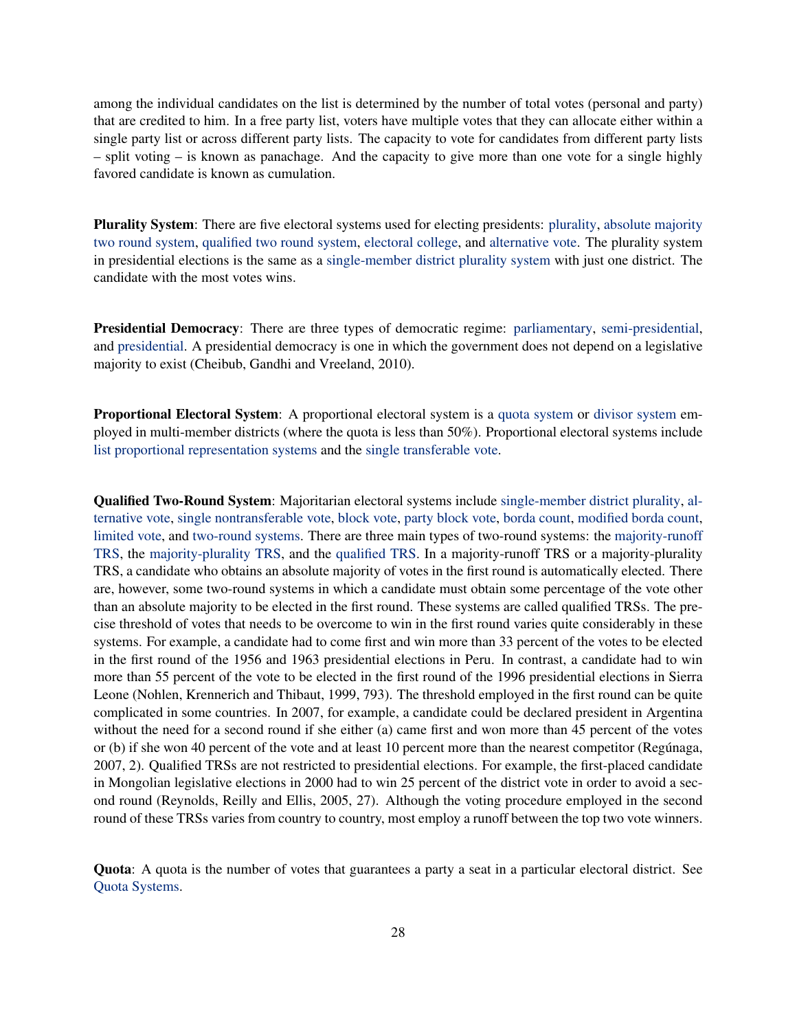among the individual candidates on the list is determined by the number of total votes (personal and party) that are credited to him. In a free party list, voters have multiple votes that they can allocate either within a single party list or across different party lists. The capacity to vote for candidates from different party lists – split voting – is known as panachage. And the capacity to give more than one vote for a single highly favored candidate is known as cumulation.

**Plurality System**: There are five electoral systems used for electing presidents: plurality, absolute majority two round system, qualified two round system, electoral college, and alternative vote. The plurality system in presidential elections is the same as a single-member district plurality system with just one district. The candidate with the most votes wins.

**Presidential Democracy**: There are three types of democratic regime: parliamentary, semi-presidential, and presidential. A presidential democracy is one in which the government does not depend on a legislative majority to exist (Cheibub, Gandhi and Vreeland, 2010).

**Proportional Electoral System**: A proportional electoral system is a quota system or divisor system employed in multi-member districts (where the quota is less than 50%). Proportional electoral systems include list proportional representation systems and the single transferable vote.

**Qualified Two-Round System**: Majoritarian electoral systems include single-member district plurality, alternative vote, single nontransferable vote, block vote, party block vote, borda count, modified borda count, limited vote, and two-round systems. There are three main types of two-round systems: the majority-runoff TRS, the majority-plurality TRS, and the qualified TRS. In a majority-runoff TRS or a majority-plurality TRS, a candidate who obtains an absolute majority of votes in the first round is automatically elected. There are, however, some two-round systems in which a candidate must obtain some percentage of the vote other than an absolute majority to be elected in the first round. These systems are called qualified TRSs. The precise threshold of votes that needs to be overcome to win in the first round varies quite considerably in these systems. For example, a candidate had to come first and win more than 33 percent of the votes to be elected in the first round of the 1956 and 1963 presidential elections in Peru. In contrast, a candidate had to win more than 55 percent of the vote to be elected in the first round of the 1996 presidential elections in Sierra Leone (Nohlen, Krennerich and Thibaut, 1999, 793). The threshold employed in the first round can be quite complicated in some countries. In 2007, for example, a candidate could be declared president in Argentina without the need for a second round if she either (a) came first and won more than 45 percent of the votes or (b) if she won 40 percent of the vote and at least 10 percent more than the nearest competitor (Regúnaga, 2007, 2). Qualified TRSs are not restricted to presidential elections. For example, the first-placed candidate in Mongolian legislative elections in 2000 had to win 25 percent of the district vote in order to avoid a second round (Reynolds, Reilly and Ellis, 2005, 27). Although the voting procedure employed in the second round of these TRSs varies from country to country, most employ a runoff between the top two vote winners.

**Quota**: A quota is the number of votes that guarantees a party a seat in a particular electoral district. See Quota Systems.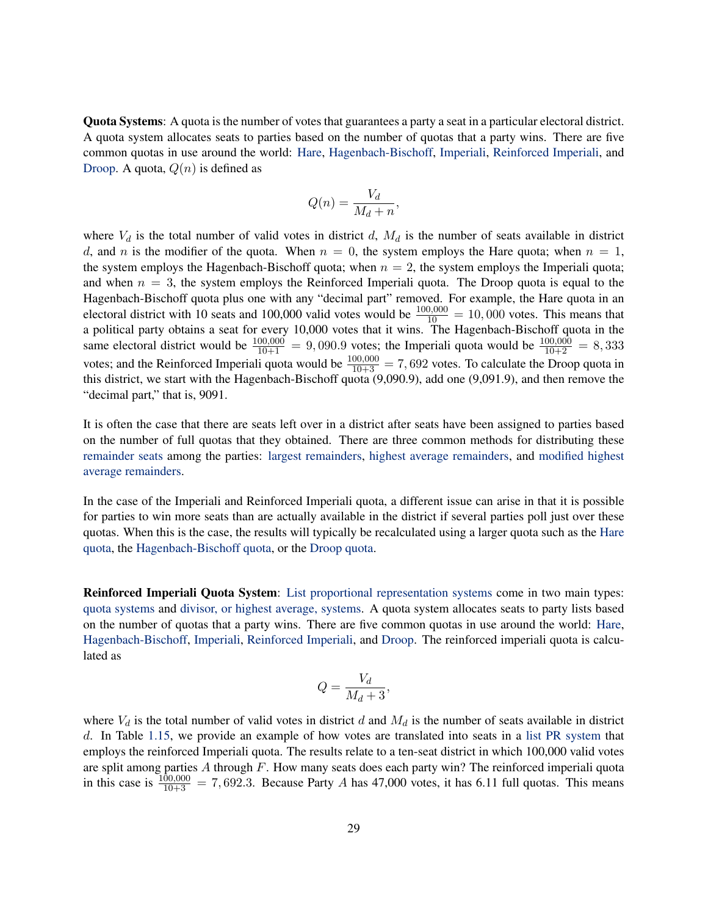**Quota Systems**: A quota is the number of votes that guarantees a party a seat in a particular electoral district. A quota system allocates seats to parties based on the number of quotas that a party wins. There are five common quotas in use around the world: Hare, Hagenbach-Bischoff, Imperiali, Reinforced Imperiali, and Droop. A quota, $Q(n)$ is defined as

$$Q(n) = \frac{V_d}{M_d + n},$$

where $V_d$ is the total number of valid votes in district $d$, $M_d$ is the number of seats available in district $d$, and $n$ is the modifier of the quota. When $n = 0$, the system employs the Hare quota; when $n = 1$, the system employs the Hagenbach-Bischoff quota; when $n = 2$, the system employs the Imperiali quota; and when $n = 3$, the system employs the Reinforced Imperiali quota. The Droop quota is equal to the Hagenbach-Bischoff quota plus one with any "decimal part" removed. For example, the Hare quota in an electoral district with 10 seats and 100,000 valid votes would be $\frac{100{,}000}{10} = 10,000$ votes. This means that a political party obtains a seat for every 10,000 votes that it wins. The Hagenbach-Bischoff quota in the same electoral district would be $\frac{100{,}000}{10+1} = 9,090.9$ votes; the Imperiali quota would be $\frac{100{,}000}{10+2} = 8,333$ votes; and the Reinforced Imperiali quota would be $\frac{100{,}000}{10+3} = 7,692$ votes. To calculate the Droop quota in this district, we start with the Hagenbach-Bischoff quota (9,090.9), add one (9,091.9), and then remove the "decimal part," that is, 9091.

It is often the case that there are seats left over in a district after seats have been assigned to parties based on the number of full quotas that they obtained. There are three common methods for distributing these remainder seats among the parties: largest remainders, highest average remainders, and modified highest average remainders.

In the case of the Imperiali and Reinforced Imperiali quota, a different issue can arise in that it is possible for parties to win more seats than are actually available in the district if several parties poll just over these quotas. When this is the case, the results will typically be recalculated using a larger quota such as the Hare quota, the Hagenbach-Bischoff quota, or the Droop quota.

**Reinforced Imperiali Quota System**: List proportional representation systems come in two main types: quota systems and divisor, or highest average, systems. A quota system allocates seats to party lists based on the number of quotas that a party wins. There are five common quotas in use around the world: Hare, Hagenbach-Bischoff, Imperiali, Reinforced Imperiali, and Droop. The reinforced imperiali quota is calculated as

$$Q = \frac{V_d}{M_d + 3},$$

where $V_d$ is the total number of valid votes in district $d$ and $M_d$ is the number of seats available in district $d$. In Table 1.15, we provide an example of how votes are translated into seats in a list PR system that employs the reinforced Imperiali quota. The results relate to a ten-seat district in which 100,000 valid votes are split among parties $A$ through $F$. How many seats does each party win? The reinforced imperiali quota in this case is $\frac{100{,}000}{10+3} = 7,692.3$. Because Party $A$ has 47,000 votes, it has 6.11 full quotas. This means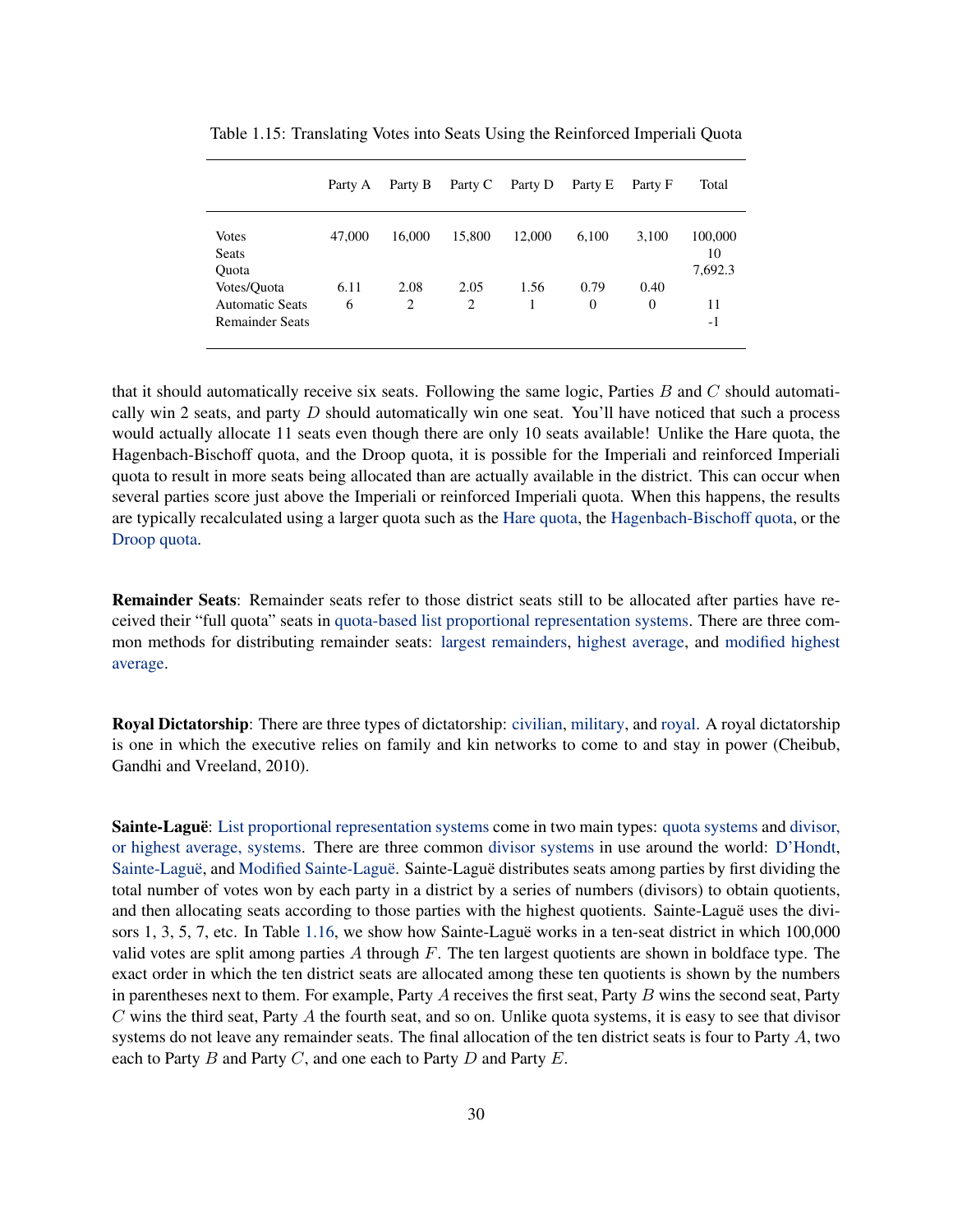Table 1.15: Translating Votes into Seats Using the Reinforced Imperiali Quota

| | Party A | Party B | Party C | Party D | Party E | Party F | Total |
|---|---|---|---|---|---|---|---|
| Votes | 47,000 | 16,000 | 15,800 | 12,000 | 6,100 | 3,100 | 100,000 |
| Seats | | | | | | | 10 |
| Quota | | | | | | | 7,692.3 |
| Votes/Quota | 6.11 | 2.08 | 2.05 | 1.56 | 0.79 | 0.40 | |
| Automatic Seats | 6 | 2 | 2 | 1 | 0 | 0 | 11 |
| Remainder Seats | | | | | | | -1 |

that it should automatically receive six seats. Following the same logic, Parties $B$ and $C$ should automatically win 2 seats, and party $D$ should automatically win one seat. You'll have noticed that such a process would actually allocate 11 seats even though there are only 10 seats available! Unlike the Hare quota, the Hagenbach-Bischoff quota, and the Droop quota, it is possible for the Imperiali and reinforced Imperiali quota to result in more seats being allocated than are actually available in the district. This can occur when several parties score just above the Imperiali or reinforced Imperiali quota. When this happens, the results are typically recalculated using a larger quota such as the Hare quota, the Hagenbach-Bischoff quota, or the Droop quota.

**Remainder Seats**: Remainder seats refer to those district seats still to be allocated after parties have received their "full quota" seats in quota-based list proportional representation systems. There are three common methods for distributing remainder seats: largest remainders, highest average, and modified highest average.

**Royal Dictatorship**: There are three types of dictatorship: civilian, military, and royal. A royal dictatorship is one in which the executive relies on family and kin networks to come to and stay in power (Cheibub, Gandhi and Vreeland, 2010).

**Sainte-Laguë**: List proportional representation systems come in two main types: quota systems and divisor, or highest average, systems. There are three common divisor systems in use around the world: D'Hondt, Sainte-Laguë, and Modified Sainte-Laguë. Sainte-Laguë distributes seats among parties by first dividing the total number of votes won by each party in a district by a series of numbers (divisors) to obtain quotients, and then allocating seats according to those parties with the highest quotients. Sainte-Laguë uses the divisors 1, 3, 5, 7, etc. In Table 1.16, we show how Sainte-Laguë works in a ten-seat district in which 100,000 valid votes are split among parties $A$ through $F$. The ten largest quotients are shown in boldface type. The exact order in which the ten district seats are allocated among these ten quotients is shown by the numbers in parentheses next to them. For example, Party $A$ receives the first seat, Party $B$ wins the second seat, Party $C$ wins the third seat, Party $A$ the fourth seat, and so on. Unlike quota systems, it is easy to see that divisor systems do not leave any remainder seats. The final allocation of the ten district seats is four to Party $A$, two each to Party $B$ and Party $C$, and one each to Party $D$ and Party $E$.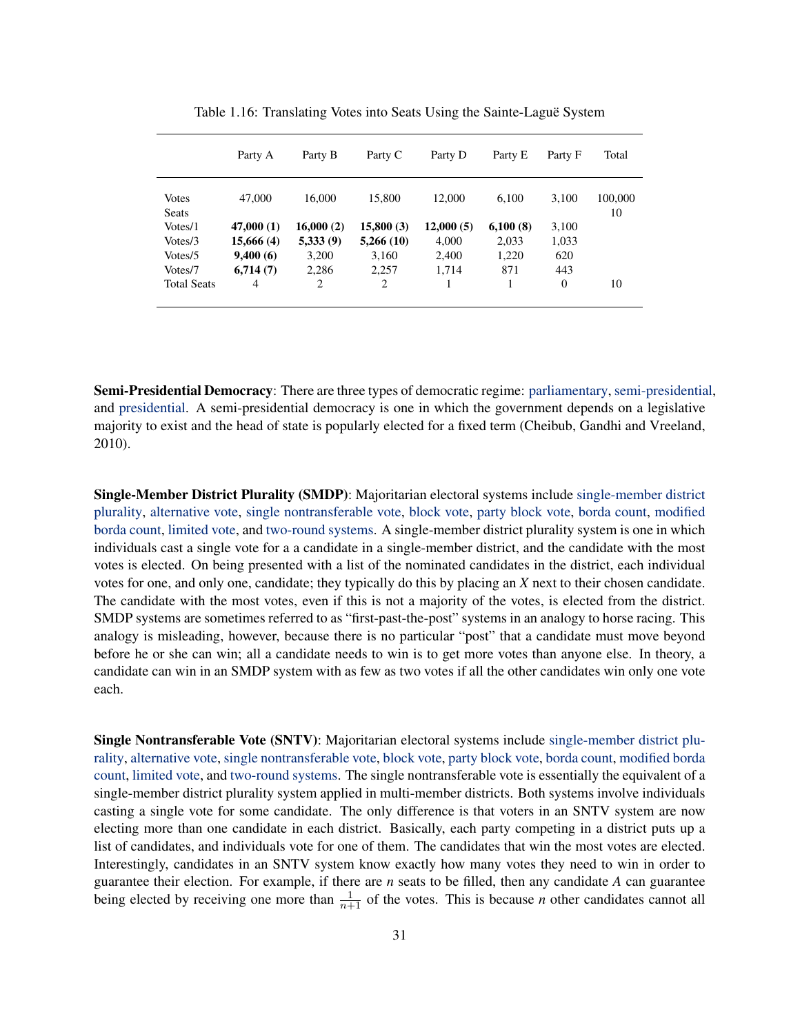Table 1.16: Translating Votes into Seats Using the Sainte-Laguë System

| | Party A | Party B | Party C | Party D | Party E | Party F | Total |
|---|---|---|---|---|---|---|---|
| Votes | 47,000 | 16,000 | 15,800 | 12,000 | 6,100 | 3,100 | 100,000 |
| Seats | | | | | | | 10 |
| Votes/1 | **47,000 (1)** | **16,000 (2)** | **15,800 (3)** | **12,000 (5)** | **6,100 (8)** | 3,100 | |
| Votes/3 | **15,666 (4)** | **5,333 (9)** | **5,266 (10)** | 4,000 | 2,033 | 1,033 | |
| Votes/5 | **9,400 (6)** | 3,200 | 3,160 | 2,400 | 1,220 | 620 | |
| Votes/7 | **6,714 (7)** | 2,286 | 2,257 | 1,714 | 871 | 443 | |
| Total Seats | 4 | 2 | 2 | 1 | 1 | 0 | 10 |

**Semi-Presidential Democracy**: There are three types of democratic regime: parliamentary, semi-presidential, and presidential. A semi-presidential democracy is one in which the government depends on a legislative majority to exist and the head of state is popularly elected for a fixed term (Cheibub, Gandhi and Vreeland, 2010).

**Single-Member District Plurality (SMDP)**: Majoritarian electoral systems include single-member district plurality, alternative vote, single nontransferable vote, block vote, party block vote, borda count, modified borda count, limited vote, and two-round systems. A single-member district plurality system is one in which individuals cast a single vote for a a candidate in a single-member district, and the candidate with the most votes is elected. On being presented with a list of the nominated candidates in the district, each individual votes for one, and only one, candidate; they typically do this by placing an *X* next to their chosen candidate. The candidate with the most votes, even if this is not a majority of the votes, is elected from the district. SMDP systems are sometimes referred to as "first-past-the-post" systems in an analogy to horse racing. This analogy is misleading, however, because there is no particular "post" that a candidate must move beyond before he or she can win; all a candidate needs to win is to get more votes than anyone else. In theory, a candidate can win in an SMDP system with as few as two votes if all the other candidates win only one vote each.

**Single Nontransferable Vote (SNTV)**: Majoritarian electoral systems include single-member district plurality, alternative vote, single nontransferable vote, block vote, party block vote, borda count, modified borda count, limited vote, and two-round systems. The single nontransferable vote is essentially the equivalent of a single-member district plurality system applied in multi-member districts. Both systems involve individuals casting a single vote for some candidate. The only difference is that voters in an SNTV system are now electing more than one candidate in each district. Basically, each party competing in a district puts up a list of candidates, and individuals vote for one of them. The candidates that win the most votes are elected. Interestingly, candidates in an SNTV system know exactly how many votes they need to win in order to guarantee their election. For example, if there are *n* seats to be filled, then any candidate *A* can guarantee being elected by receiving one more than $\frac{1}{n+1}$ of the votes. This is because *n* other candidates cannot all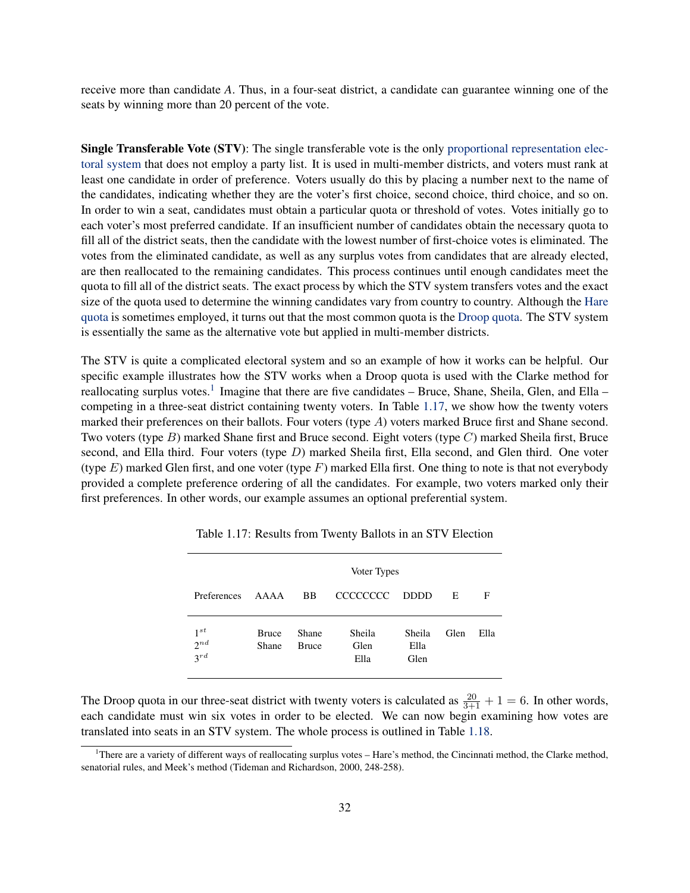receive more than candidate $A$. Thus, in a four-seat district, a candidate can guarantee winning one of the seats by winning more than 20 percent of the vote.

**Single Transferable Vote (STV)**: The single transferable vote is the only proportional representation electoral system that does not employ a party list. It is used in multi-member districts, and voters must rank at least one candidate in order of preference. Voters usually do this by placing a number next to the name of the candidates, indicating whether they are the voter's first choice, second choice, third choice, and so on. In order to win a seat, candidates must obtain a particular quota or threshold of votes. Votes initially go to each voter's most preferred candidate. If an insufficient number of candidates obtain the necessary quota to fill all of the district seats, then the candidate with the lowest number of first-choice votes is eliminated. The votes from the eliminated candidate, as well as any surplus votes from candidates that are already elected, are then reallocated to the remaining candidates. This process continues until enough candidates meet the quota to fill all of the district seats. The exact process by which the STV system transfers votes and the exact size of the quota used to determine the winning candidates vary from country to country. Although the Hare quota is sometimes employed, it turns out that the most common quota is the Droop quota. The STV system is essentially the same as the alternative vote but applied in multi-member districts.

The STV is quite a complicated electoral system and so an example of how it works can be helpful. Our specific example illustrates how the STV works when a Droop quota is used with the Clarke method for reallocating surplus votes.[1] Imagine that there are five candidates – Bruce, Shane, Sheila, Glen, and Ella – competing in a three-seat district containing twenty voters. In Table 1.17, we show how the twenty voters marked their preferences on their ballots. Four voters (type $A$) voters marked Bruce first and Shane second. Two voters (type $B$) marked Shane first and Bruce second. Eight voters (type $C$) marked Sheila first, Bruce second, and Ella third. Four voters (type $D$) marked Sheila first, Ella second, and Glen third. One voter (type $E$) marked Glen first, and one voter (type $F$) marked Ella first. One thing to note is that not everybody provided a complete preference ordering of all the candidates. For example, two voters marked only their first preferences. In other words, our example assumes an optional preferential system.

Table 1.17: Results from Twenty Ballots in an STV Election

| | Voter Types | | | | | |
|---|---|---|---|---|---|---|
| Preferences | AAAA | BB | CCCCCCCC | DDDD | E | F |
| $1^{st}$ | Bruce | Shane | Sheila | Sheila | Glen | Ella |
| $2^{nd}$ | Shane | Bruce | Glen | Ella | | |
| $3^{rd}$ | | | Ella | Glen | | |

The Droop quota in our three-seat district with twenty voters is calculated as $\frac{20}{3+1} + 1 = 6$. In other words, each candidate must win six votes in order to be elected. We can now begin examining how votes are translated into seats in an STV system. The whole process is outlined in Table 1.18.

[1] There are a variety of different ways of reallocating surplus votes – Hare's method, the Cincinnati method, the Clarke method, senatorial rules, and Meek's method (Tideman and Richardson, 2000, 248-258).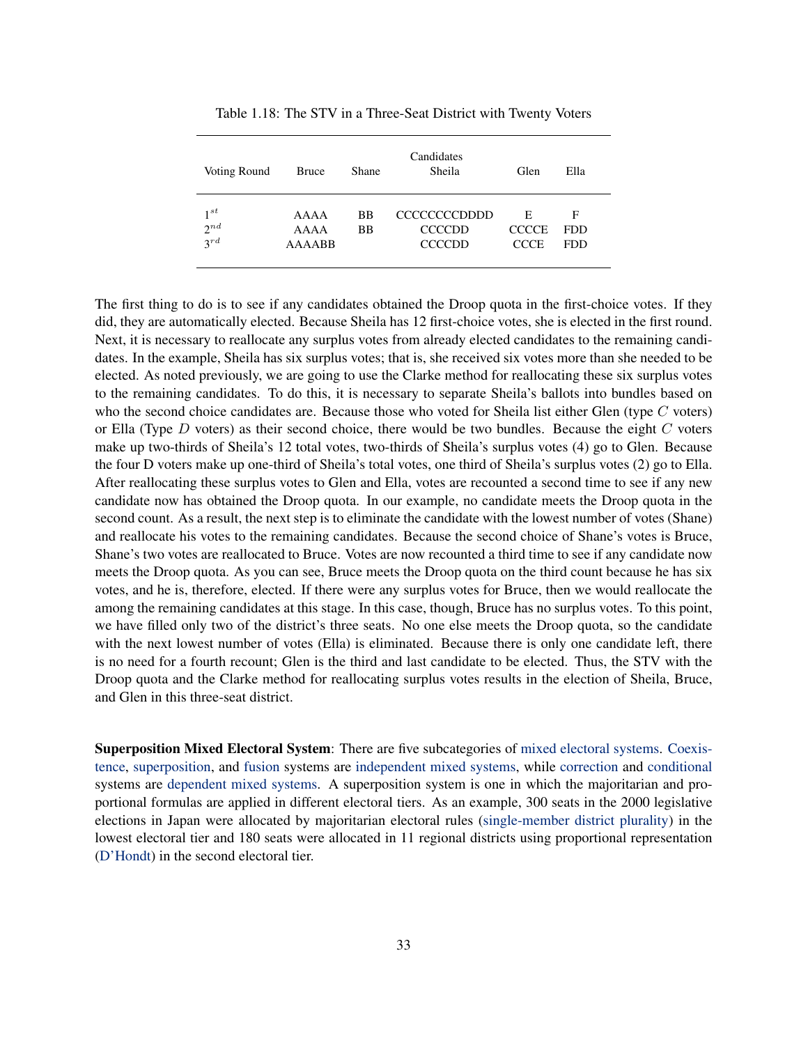Table 1.18: The STV in a Three-Seat District with Twenty Voters

| | Candidates | | | | |
|---|---|---|---|---|---|
| Voting Round | Bruce | Shane | Sheila | Glen | Ella |
| $1^{st}$ | AAAA | BB | CCCCCCCCDDDD | E | F |
| $2^{nd}$ | AAAA | BB | CCCCDD | CCCCE | FDD |
| $3^{rd}$ | AAAABB | | CCCCDD | CCCE | FDD |

The first thing to do is to see if any candidates obtained the Droop quota in the first-choice votes. If they did, they are automatically elected. Because Sheila has 12 first-choice votes, she is elected in the first round. Next, it is necessary to reallocate any surplus votes from already elected candidates to the remaining candidates. In the example, Sheila has six surplus votes; that is, she received six votes more than she needed to be elected. As noted previously, we are going to use the Clarke method for reallocating these six surplus votes to the remaining candidates. To do this, it is necessary to separate Sheila's ballots into bundles based on who the second choice candidates are. Because those who voted for Sheila list either Glen (type $C$ voters) or Ella (Type $D$ voters) as their second choice, there would be two bundles. Because the eight $C$ voters make up two-thirds of Sheila's 12 total votes, two-thirds of Sheila's surplus votes (4) go to Glen. Because the four D voters make up one-third of Sheila's total votes, one third of Sheila's surplus votes (2) go to Ella. After reallocating these surplus votes to Glen and Ella, votes are recounted a second time to see if any new candidate now has obtained the Droop quota. In our example, no candidate meets the Droop quota in the second count. As a result, the next step is to eliminate the candidate with the lowest number of votes (Shane) and reallocate his votes to the remaining candidates. Because the second choice of Shane's votes is Bruce, Shane's two votes are reallocated to Bruce. Votes are now recounted a third time to see if any candidate now meets the Droop quota. As you can see, Bruce meets the Droop quota on the third count because he has six votes, and he is, therefore, elected. If there were any surplus votes for Bruce, then we would reallocate the among the remaining candidates at this stage. In this case, though, Bruce has no surplus votes. To this point, we have filled only two of the district's three seats. No one else meets the Droop quota, so the candidate with the next lowest number of votes (Ella) is eliminated. Because there is only one candidate left, there is no need for a fourth recount; Glen is the third and last candidate to be elected. Thus, the STV with the Droop quota and the Clarke method for reallocating surplus votes results in the election of the Sheila, Bruce, and Glen in this three-seat district.

**Superposition Mixed Electoral System**: There are five subcategories of mixed electoral systems. Coexistence, superposition, and fusion systems are independent mixed systems, while correction and conditional systems are dependent mixed systems. A superposition system is one in which the majoritarian and proportional formulas are applied in different electoral tiers. As an example, 300 seats in the 2000 legislative elections in Japan were allocated by majoritarian electoral rules (single-member district plurality) in the lowest electoral tier and 180 seats were allocated in 11 regional districts using proportional representation (D'Hondt) in the second electoral tier.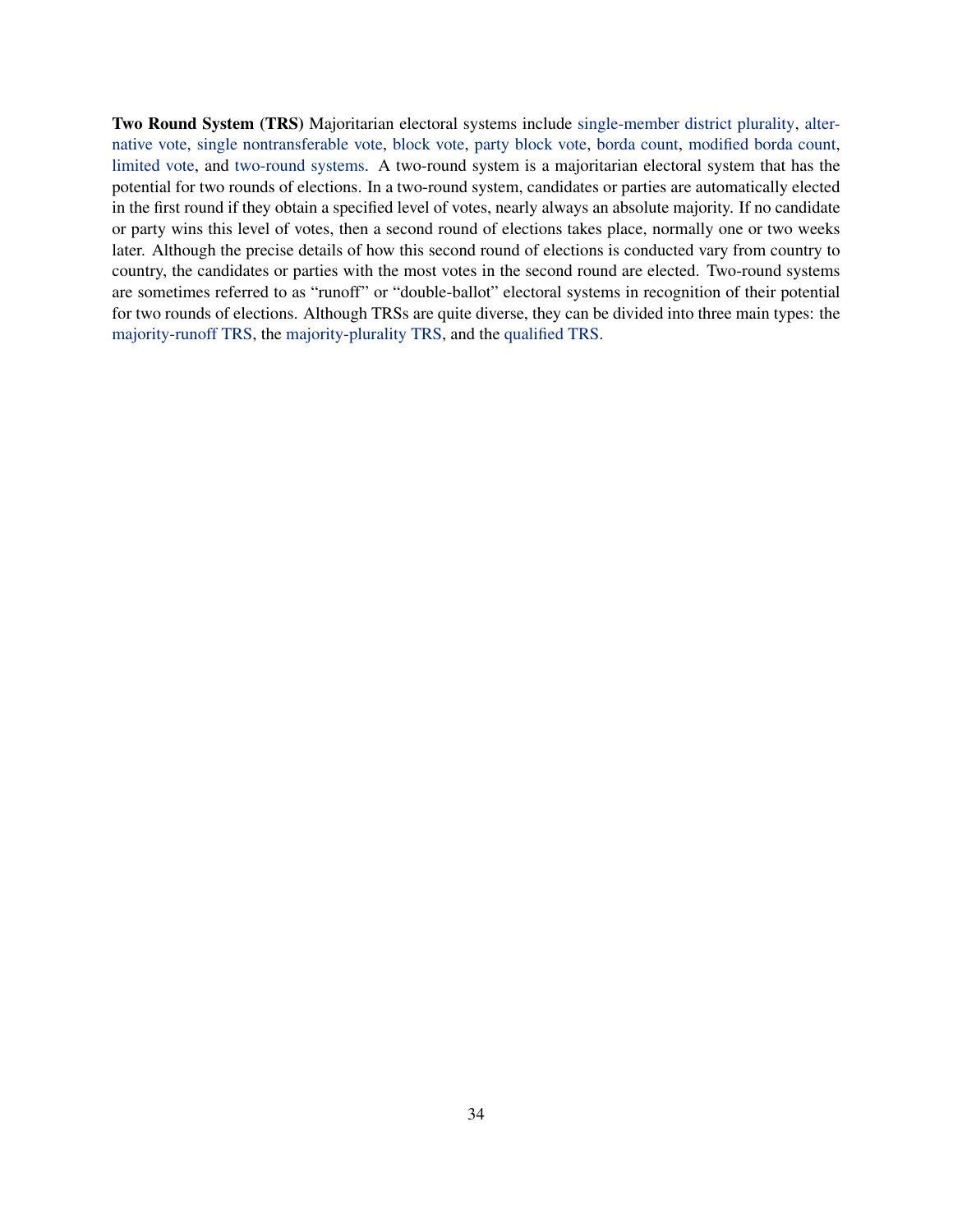**Two Round System (TRS)** Majoritarian electoral systems include single-member district plurality, alternative vote, single nontransferable vote, block vote, party block vote, borda count, modified borda count, limited vote, and two-round systems. A two-round system is a majoritarian electoral system that has the potential for two rounds of elections. In a two-round system, candidates or parties are automatically elected in the first round if they obtain a specified level of votes, nearly always an absolute majority. If no candidate or party wins this level of votes, then a second round of elections takes place, normally one or two weeks later. Although the precise details of how this second round of elections is conducted vary from country to country, the candidates or parties with the most votes in the second round are elected. Two-round systems are sometimes referred to as "runoff" or "double-ballot" electoral systems in recognition of their potential for two rounds of elections. Although TRSs are quite diverse, they can be divided into three main types: the majority-runoff TRS, the majority-plurality TRS, and the qualified TRS.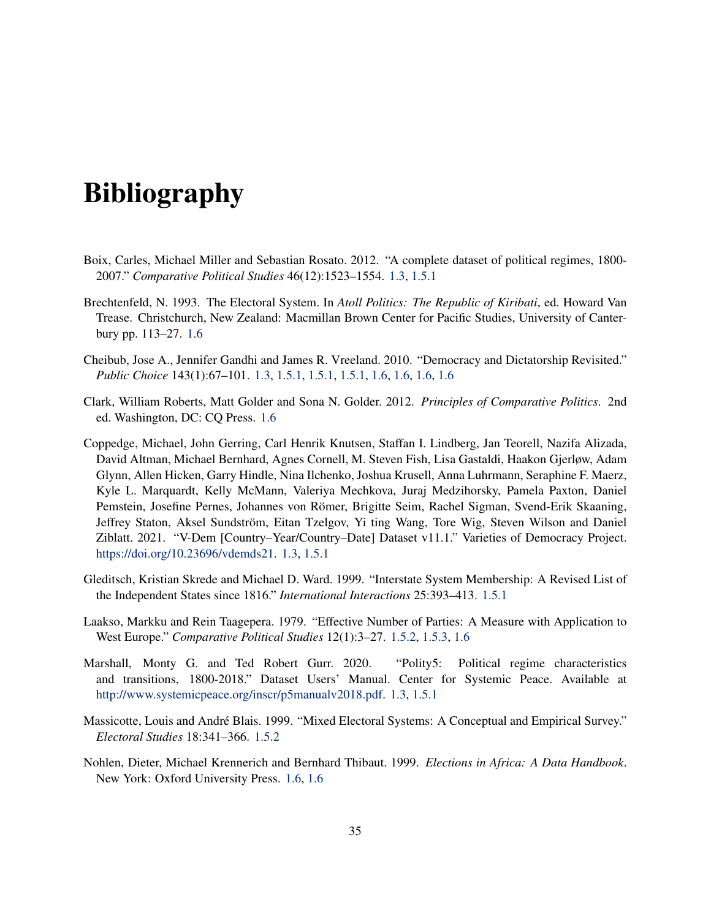# Bibliography

Boix, Carles, Michael Miller and Sebastian Rosato. 2012. "A complete dataset of political regimes, 1800-2007." *Comparative Political Studies* 46(12):1523–1554. 1.3, 1.5.1

Brechtenfeld, N. 1993. The Electoral System. In *Atoll Politics: The Republic of Kiribati*, ed. Howard Van Trease. Christchurch, New Zealand: Macmillan Brown Center for Pacific Studies, University of Canterbury pp. 113–27. 1.6

Cheibub, Jose A., Jennifer Gandhi and James R. Vreeland. 2010. "Democracy and Dictatorship Revisited." *Public Choice* 143(1):67–101. 1.3, 1.5.1, 1.5.1, 1.5.1, 1.6, 1.6, 1.6, 1.6

Clark, William Roberts, Matt Golder and Sona N. Golder. 2012. *Principles of Comparative Politics*. 2nd ed. Washington, DC: CQ Press. 1.6

Coppedge, Michael, John Gerring, Carl Henrik Knutsen, Staffan I. Lindberg, Jan Teorell, Nazifa Alizada, David Altman, Michael Bernhard, Agnes Cornell, M. Steven Fish, Lisa Gastaldi, Haakon Gjerløw, Adam Glynn, Allen Hicken, Garry Hindle, Nina Ilchenko, Joshua Krusell, Anna Luhrmann, Seraphine F. Maerz, Kyle L. Marquardt, Kelly McMann, Valeriya Mechkova, Juraj Medzihorsky, Pamela Paxton, Daniel Pemstein, Josefine Pernes, Johannes von Römer, Brigitte Seim, Rachel Sigman, Svend-Erik Skaaning, Jeffrey Staton, Aksel Sundström, Eitan Tzelgov, Yi ting Wang, Tore Wig, Steven Wilson and Daniel Ziblatt. 2021. "V-Dem [Country–Year/Country–Date] Dataset v11.1." Varieties of Democracy Project. https://doi.org/10.23696/vdemds21. 1.3, 1.5.1

Gleditsch, Kristian Skrede and Michael D. Ward. 1999. "Interstate System Membership: A Revised List of the Independent States since 1816." *International Interactions* 25:393–413. 1.5.1

Laakso, Markku and Rein Taagepera. 1979. "Effective Number of Parties: A Measure with Application to West Europe." *Comparative Political Studies* 12(1):3–27. 1.5.2, 1.5.3, 1.6

Marshall, Monty G. and Ted Robert Gurr. 2020. "Polity5: Political regime characteristics and transitions, 1800-2018." Dataset Users' Manual. Center for Systemic Peace. Available at http://www.systemicpeace.org/inscr/p5manualv2018.pdf. 1.3, 1.5.1

Massicotte, Louis and André Blais. 1999. "Mixed Electoral Systems: A Conceptual and Empirical Survey." *Electoral Studies* 18:341–366. 1.5.2

Nohlen, Dieter, Michael Krennerich and Bernhard Thibaut. 1999. *Elections in Africa: A Data Handbook*. New York: Oxford University Press. 1.6, 1.6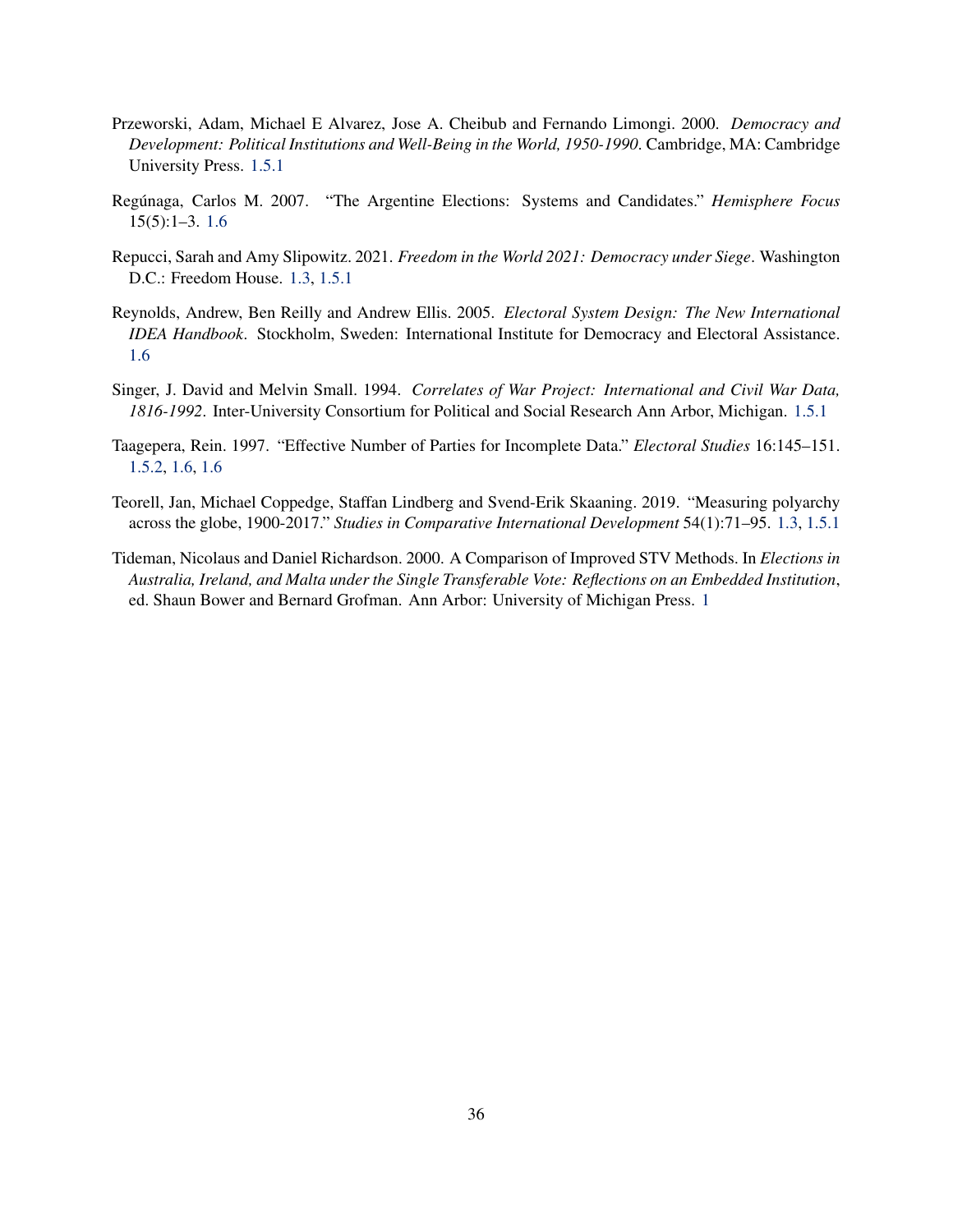Przeworski, Adam, Michael E Alvarez, Jose A. Cheibub and Fernando Limongi. 2000. *Democracy and Development: Political Institutions and Well-Being in the World, 1950-1990*. Cambridge, MA: Cambridge University Press. 1.5.1

Regúnaga, Carlos M. 2007. "The Argentine Elections: Systems and Candidates." *Hemisphere Focus* 15(5):1–3. 1.6

Repucci, Sarah and Amy Slipowitz. 2021. *Freedom in the World 2021: Democracy under Siege*. Washington D.C.: Freedom House. 1.3, 1.5.1

Reynolds, Andrew, Ben Reilly and Andrew Ellis. 2005. *Electoral System Design: The New International IDEA Handbook*. Stockholm, Sweden: International Institute for Democracy and Electoral Assistance. 1.6

Singer, J. David and Melvin Small. 1994. *Correlates of War Project: International and Civil War Data, 1816-1992*. Inter-University Consortium for Political and Social Research Ann Arbor, Michigan. 1.5.1

Taagepera, Rein. 1997. "Effective Number of Parties for Incomplete Data." *Electoral Studies* 16:145–151. 1.5.2, 1.6, 1.6

Teorell, Jan, Michael Coppedge, Staffan Lindberg and Svend-Erik Skaaning. 2019. "Measuring polyarchy across the globe, 1900-2017." *Studies in Comparative International Development* 54(1):71–95. 1.3, 1.5.1

Tideman, Nicolaus and Daniel Richardson. 2000. A Comparison of Improved STV Methods. In *Elections in Australia, Ireland, and Malta under the Single Transferable Vote: Reflections on an Embedded Institution*, ed. Shaun Bower and Bernard Grofman. Ann Arbor: University of Michigan Press. 1